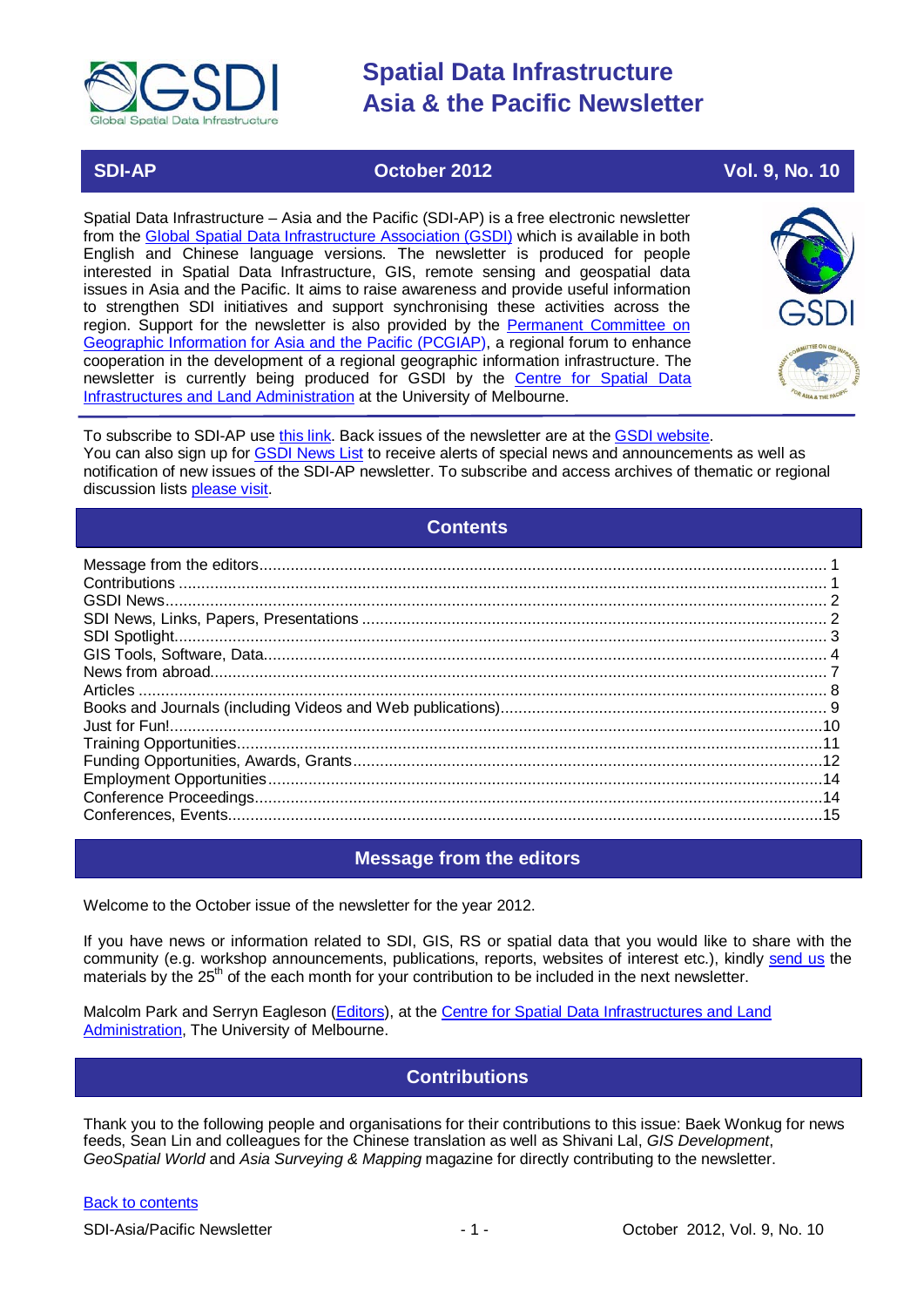# Spatial Data Infrastructure Asia & the Pacific Newsletter

**SDI-AP** | **October 2012** | **Vol. 9, No. 10**

Spatial Data Infrastructure – Asia and the Pacific (SDI-AP) is a free electronic newsletter from the Global Spatial Data Infrastructure Association (GSDI) which is available in both English and Chinese language versions. The newsletter is produced for people interested in Spatial Data Infrastructure, GIS, remote sensing and geospatial data issues in Asia and the Pacific. It aims to raise awareness and provide useful information to strengthen SDI initiatives and support synchronising these activities across the region. Support for the newsletter is also provided by the Permanent Committee on Geographic Information for Asia and the Pacific (PCGIAP), a regional forum to enhance cooperation in the development of a regional geographic information infrastructure. The newsletter is currently being produced for GSDI by the Centre for Spatial Data Infrastructures and Land Administration at the University of Melbourne.

To subscribe to SDI-AP use this link. Back issues of the newsletter are at the GSDI website.
You can also sign up for GSDI News List to receive alerts of special news and announcements as well as notification of new issues of the SDI-AP newsletter. To subscribe and access archives of thematic or regional discussion lists please visit.

## Contents

- Message from the editors ... 1
- Contributions ... 1
- GSDI News ... 2
- SDI News, Links, Papers, Presentations ... 2
- SDI Spotlight ... 3
- GIS Tools, Software, Data ... 4
- News from abroad ... 7
- Articles ... 8
- Books and Journals (including Videos and Web publications) ... 9
- Just for Fun! ... 10
- Training Opportunities ... 11
- Funding Opportunities, Awards, Grants ... 12
- Employment Opportunities ... 14
- Conference Proceedings ... 14
- Conferences, Events ... 15

## Message from the editors

Welcome to the October issue of the newsletter for the year 2012.

If you have news or information related to SDI, GIS, RS or spatial data that you would like to share with the community (e.g. workshop announcements, publications, reports, websites of interest etc.), kindly send us the materials by the 25th of the each month for your contribution to be included in the next newsletter.

Malcolm Park and Serryn Eagleson (Editors), at the Centre for Spatial Data Infrastructures and Land Administration, The University of Melbourne.

## Contributions

Thank you to the following people and organisations for their contributions to this issue: Baek Wonkug for news feeds, Sean Lin and colleagues for the Chinese translation as well as Shivani Lal, *GIS Development*, *GeoSpatial World* and *Asia Surveying & Mapping* magazine for directly contributing to the newsletter.

Back to contents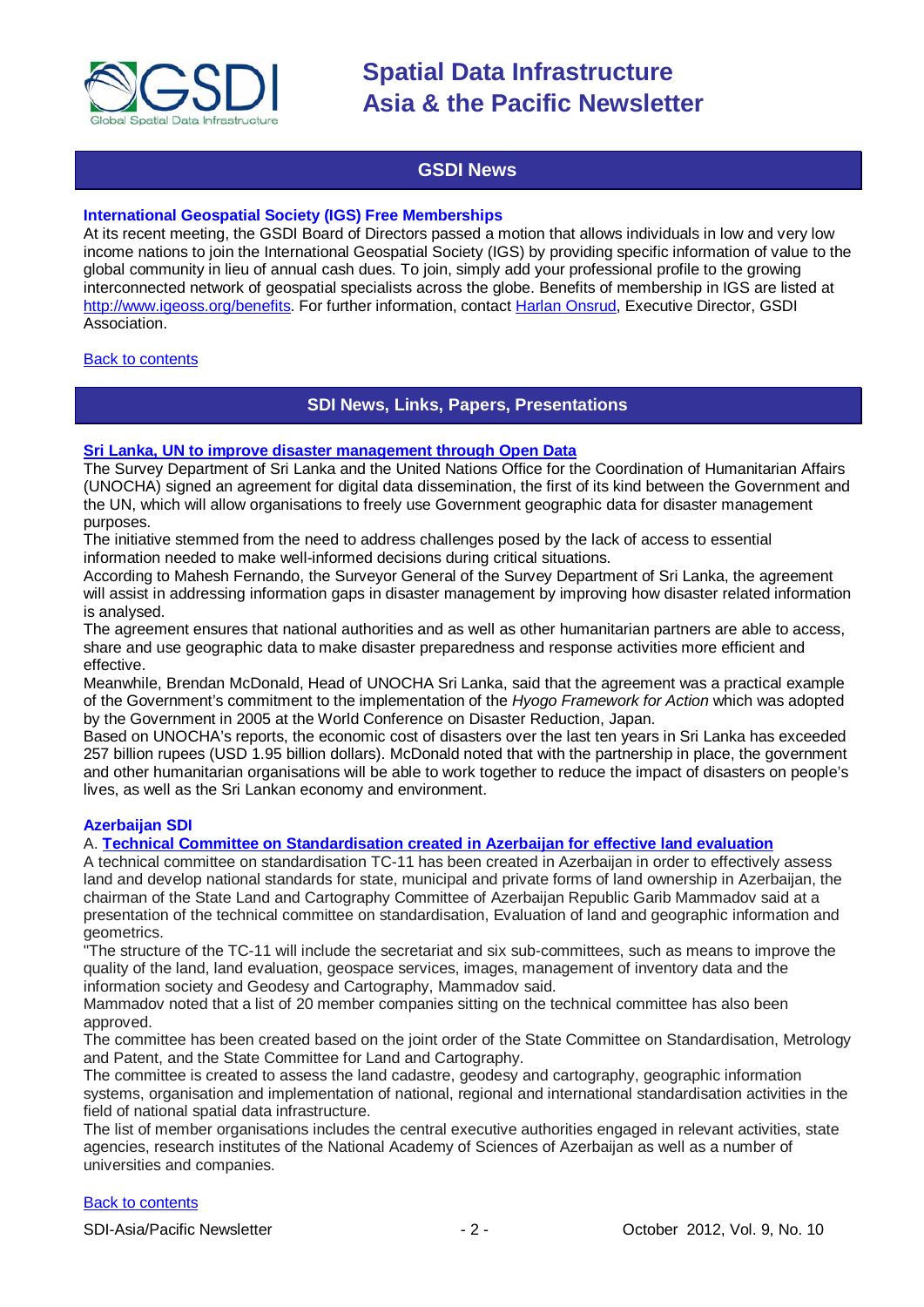## GSDI News

### International Geospatial Society (IGS) Free Memberships

At its recent meeting, the GSDI Board of Directors passed a motion that allows individuals in low and very low income nations to join the International Geospatial Society (IGS) by providing specific information of value to the global community in lieu of annual cash dues. To join, simply add your professional profile to the growing interconnected network of geospatial specialists across the globe. Benefits of membership in IGS are listed at http://www.igeoss.org/benefits. For further information, contact Harlan Onsrud, Executive Director, GSDI Association.

Back to contents

## SDI News, Links, Papers, Presentations

### Sri Lanka, UN to improve disaster management through Open Data

The Survey Department of Sri Lanka and the United Nations Office for the Coordination of Humanitarian Affairs (UNOCHA) signed an agreement for digital data dissemination, the first of its kind between the Government and the UN, which will allow organisations to freely use Government geographic data for disaster management purposes.

The initiative stemmed from the need to address challenges posed by the lack of access to essential information needed to make well-informed decisions during critical situations.

According to Mahesh Fernando, the Surveyor General of the Survey Department of Sri Lanka, the agreement will assist in addressing information gaps in disaster management by improving how disaster related information is analysed.

The agreement ensures that national authorities and as well as other humanitarian partners are able to access, share and use geographic data to make disaster preparedness and response activities more efficient and effective.

Meanwhile, Brendan McDonald, Head of UNOCHA Sri Lanka, said that the agreement was a practical example of the Government's commitment to the implementation of the *Hyogo Framework for Action* which was adopted by the Government in 2005 at the World Conference on Disaster Reduction, Japan.

Based on UNOCHA's reports, the economic cost of disasters over the last ten years in Sri Lanka has exceeded 257 billion rupees (USD 1.95 billion dollars). McDonald noted that with the partnership in place, the government and other humanitarian organisations will be able to work together to reduce the impact of disasters on people's lives, as well as the Sri Lankan economy and environment.

### Azerbaijan SDI

A. **Technical Committee on Standardisation created in Azerbaijan for effective land evaluation**

A technical committee on standardisation TC-11 has been created in Azerbaijan in order to effectively assess land and develop national standards for state, municipal and private forms of land ownership in Azerbaijan, the chairman of the State Land and Cartography Committee of Azerbaijan Republic Garib Mammadov said at a presentation of the technical committee on standardisation, Evaluation of land and geographic information and geometrics.

"The structure of the TC-11 will include the secretariat and six sub-committees, such as means to improve the quality of the land, land evaluation, geospace services, images, management of inventory data and the information society and Geodesy and Cartography, Mammadov said.

Mammadov noted that a list of 20 member companies sitting on the technical committee has also been approved.

The committee has been created based on the joint order of the State Committee on Standardisation, Metrology and Patent, and the State Committee for Land and Cartography.

The committee is created to assess the land cadastre, geodesy and cartography, geographic information systems, organisation and implementation of national, regional and international standardisation activities in the field of national spatial data infrastructure.

The list of member organisations includes the central executive authorities engaged in relevant activities, state agencies, research institutes of the National Academy of Sciences of Azerbaijan as well as a number of universities and companies.

Back to contents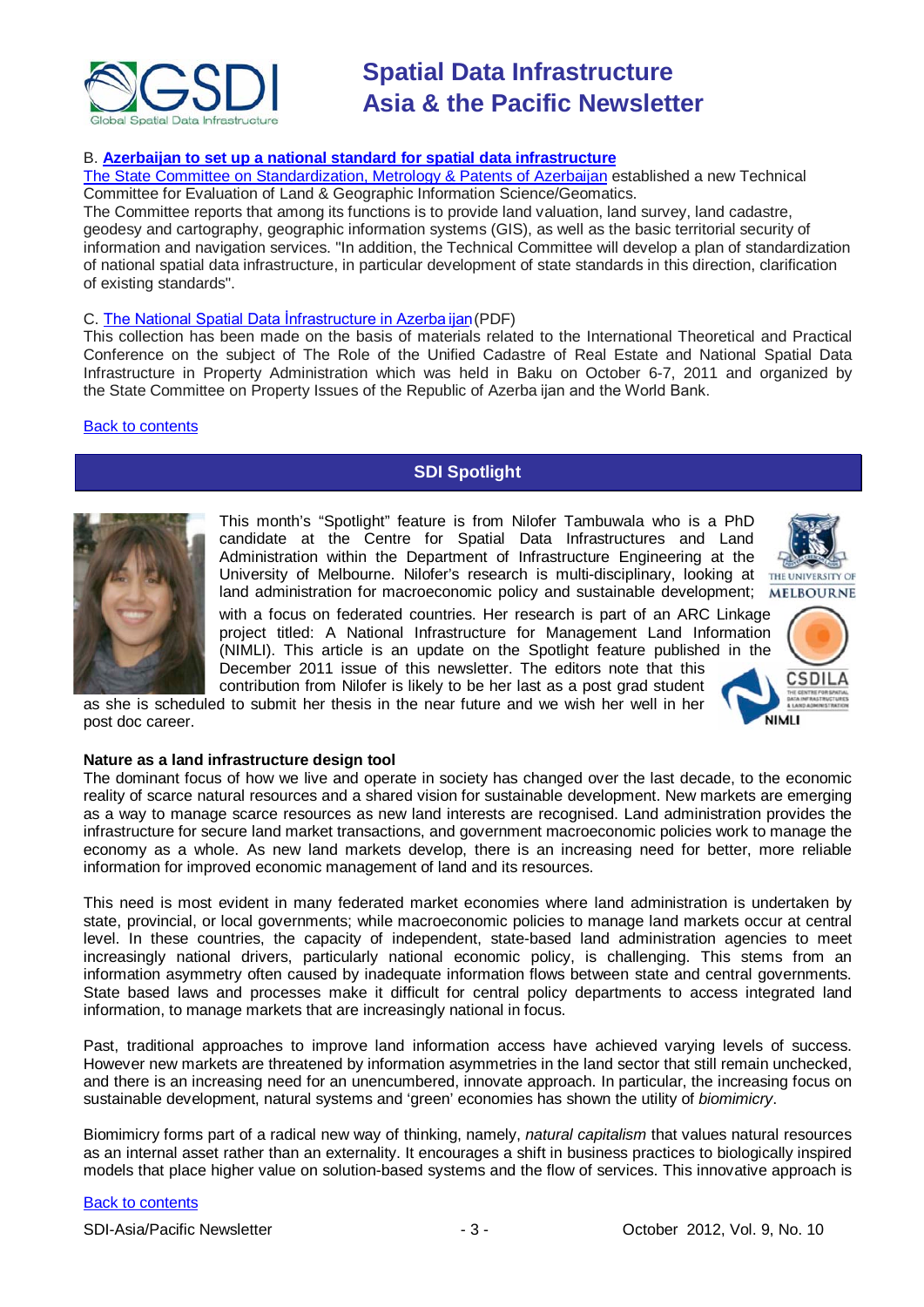B. **Azerbaijan to set up a national standard for spatial data infrastructure**

The State Committee on Standardization, Metrology & Patents of Azerbaijan established a new Technical Committee for Evaluation of Land & Geographic Information Science/Geomatics.

The Committee reports that among its functions is to provide land valuation, land survey, land cadastre, geodesy and cartography, geographic information systems (GIS), as well as the basic territorial security of information and navigation services. "In addition, the Technical Committee will develop a plan of standardization of national spatial data infrastructure, in particular development of state standards in this direction, clarification of existing standards".

C. The National Spatial Data İnfrastructure in Azerba ijan (PDF)

This collection has been made on the basis of materials related to the International Theoretical and Practical Conference on the subject of The Role of the Unified Cadastre of Real Estate and National Spatial Data Infrastructure in Property Administration which was held in Baku on October 6-7, 2011 and organized by the State Committee on Property Issues of the Republic of Azerba ijan and the World Bank.

Back to contents

## SDI Spotlight

This month's "Spotlight" feature is from Nilofer Tambuwala who is a PhD candidate at the Centre for Spatial Data Infrastructures and Land Administration within the Department of Infrastructure Engineering at the University of Melbourne. Nilofer's research is multi-disciplinary, looking at land administration for macroeconomic policy and sustainable development; with a focus on federated countries. Her research is part of an ARC Linkage project titled: A National Infrastructure for Management Land Information (NIMLI). This article is an update on the Spotlight feature published in the December 2011 issue of this newsletter. The editors note that this contribution from Nilofer is likely to be her last as a post grad student as she is scheduled to submit her thesis in the near future and we wish her well in her post doc career.

**Nature as a land infrastructure design tool**

The dominant focus of how we live and operate in society has changed over the last decade, to the economic reality of scarce natural resources and a shared vision for sustainable development. New markets are emerging as a way to manage scarce resources as new land interests are recognised. Land administration provides the infrastructure for secure land market transactions, and government macroeconomic policies work to manage the economy as a whole. As new land markets develop, there is an increasing need for better, more reliable information for improved economic management of land and its resources.

This need is most evident in many federated market economies where land administration is undertaken by state, provincial, or local governments; while macroeconomic policies to manage land markets occur at central level. In these countries, the capacity of independent, state-based land administration agencies to meet increasingly national drivers, particularly national economic policy, is challenging. This stems from an information asymmetry often caused by inadequate information flows between state and central governments. State based laws and processes make it difficult for central policy departments to access integrated land information, to manage markets that are increasingly national in focus.

Past, traditional approaches to improve land information access have achieved varying levels of success. However new markets are threatened by information asymmetries in the land sector that still remain unchecked, and there is an increasing need for an unencumbered, innovate approach. In particular, the increasing focus on sustainable development, natural systems and 'green' economies has shown the utility of *biomimicry*.

Biomimicry forms part of a radical new way of thinking, namely, *natural capitalism* that values natural resources as an internal asset rather than an externality. It encourages a shift in business practices to biologically inspired models that place higher value on solution-based systems and the flow of services. This innovative approach is

Back to contents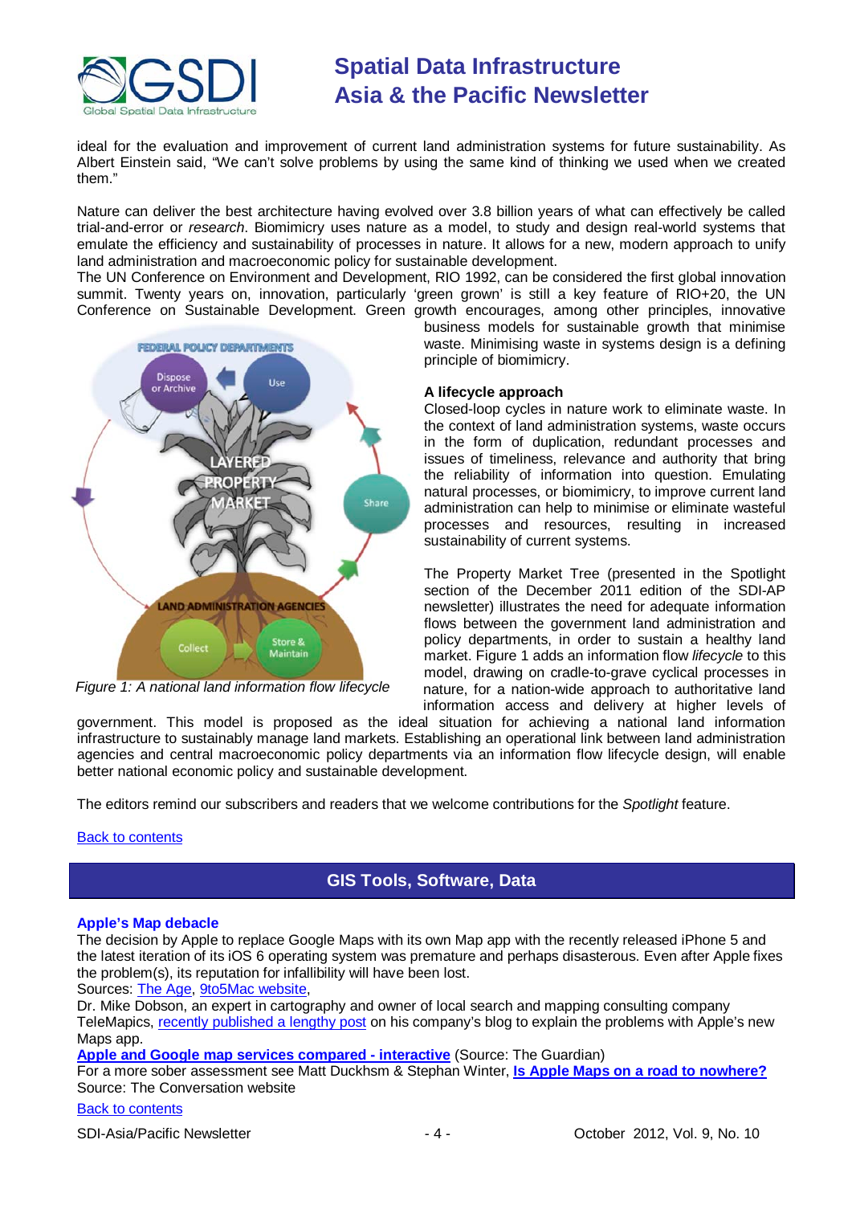ideal for the evaluation and improvement of current land administration systems for future sustainability. As Albert Einstein said, "We can't solve problems by using the same kind of thinking we used when we created them."

Nature can deliver the best architecture having evolved over 3.8 billion years of what can effectively be called trial-and-error or *research*. Biomimicry uses nature as a model, to study and design real-world systems that emulate the efficiency and sustainability of processes in nature. It allows for a new, modern approach to unify land administration and macroeconomic policy for sustainable development.

The UN Conference on Environment and Development, RIO 1992, can be considered the first global innovation summit. Twenty years on, innovation, particularly 'green grown' is still a key feature of RIO+20, the UN Conference on Sustainable Development. Green growth encourages, among other principles, innovative business models for sustainable growth that minimise waste. Minimising waste in systems design is a defining principle of biomimicry.

*Figure 1: A national land information flow lifecycle*

**A lifecycle approach**

Closed-loop cycles in nature work to eliminate waste. In the context of land administration systems, waste occurs in the form of duplication, redundant processes and issues of timeliness, relevance and authority that bring the reliability of information into question. Emulating natural processes, or biomimicry, to improve current land administration can help to minimise or eliminate wasteful processes and resources, resulting in increased sustainability of current systems.

The Property Market Tree (presented in the Spotlight section of the December 2011 edition of the SDI-AP newsletter) illustrates the need for adequate information flows between the government land administration and policy departments, in order to sustain a healthy land market. Figure 1 adds an information flow *lifecycle* to this model, drawing on cradle-to-grave cyclical processes in nature, for a nation-wide approach to authoritative land information access and delivery at higher levels of government. This model is proposed as the ideal situation for achieving a national land information infrastructure to sustainably manage land markets. Establishing an operational link between land administration agencies and central macroeconomic policy departments via an information flow lifecycle design, will enable better national economic policy and sustainable development.

The editors remind our subscribers and readers that we welcome contributions for the *Spotlight* feature.

Back to contents

## GIS Tools, Software, Data

### Apple's Map debacle

The decision by Apple to replace Google Maps with its own Map app with the recently released iPhone 5 and the latest iteration of its iOS 6 operating system was premature and perhaps disastrous. Even after Apple fixes the problem(s), its reputation for infallibility will have been lost.

Sources: The Age, 9to5Mac website,

Dr. Mike Dobson, an expert in cartography and owner of local search and mapping consulting company TeleMapics, recently published a lengthy post on his company's blog to explain the problems with Apple's new Maps app.

**Apple and Google map services compared - interactive** (Source: The Guardian)

For a more sober assessment see Matt Duckhsm & Stephan Winter, **Is Apple Maps on a road to nowhere?**

Source: The Conversation website

Back to contents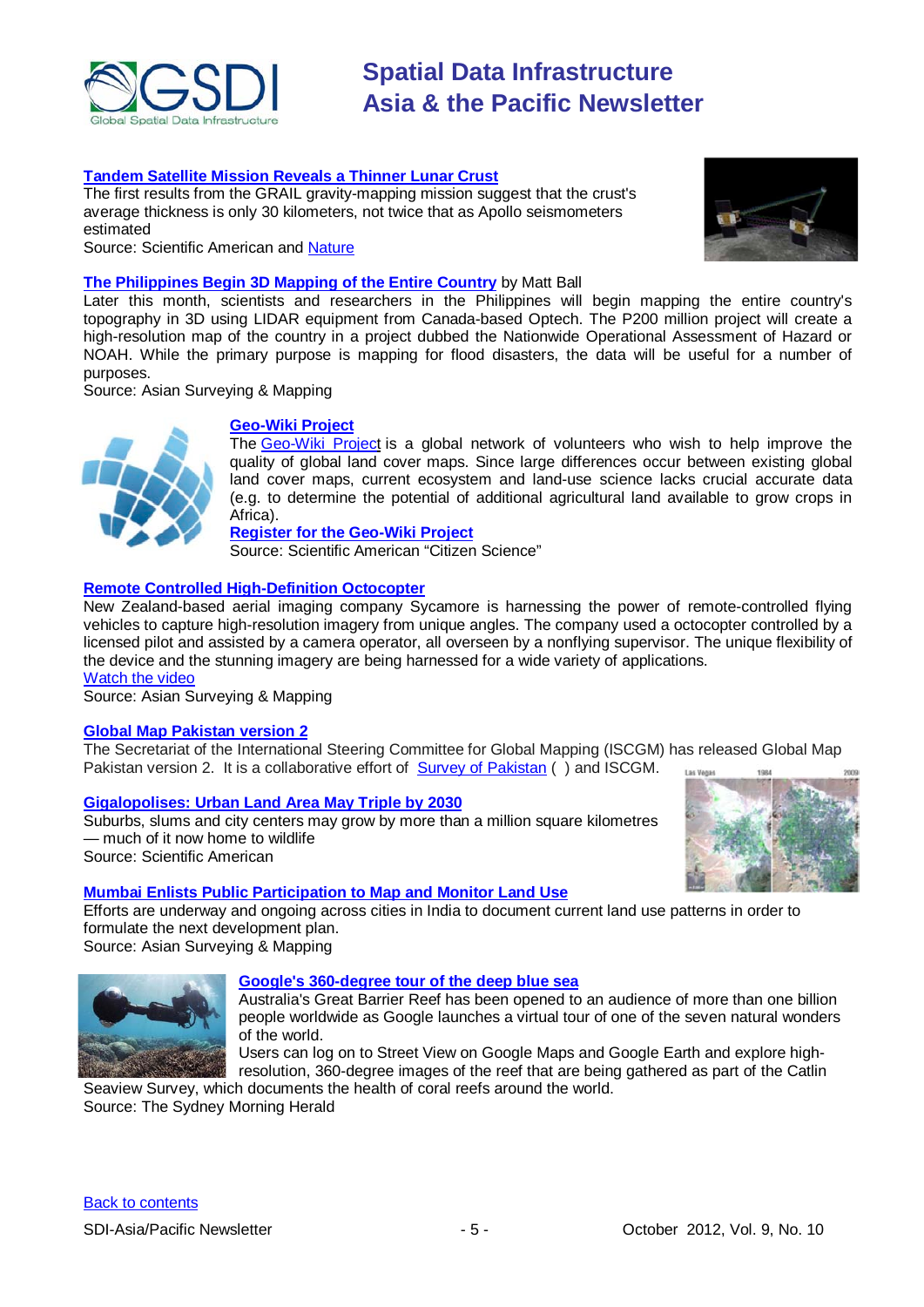### Tandem Satellite Mission Reveals a Thinner Lunar Crust

The first results from the GRAIL gravity-mapping mission suggest that the crust's average thickness is only 30 kilometers, not twice that as Apollo seismometers estimated

Source: Scientific American and Nature

### The Philippines Begin 3D Mapping of the Entire Country by Matt Ball

Later this month, scientists and researchers in the Philippines will begin mapping the entire country's topography in 3D using LIDAR equipment from Canada-based Optech. The P200 million project will create a high-resolution map of the country in a project dubbed the Nationwide Operational Assessment of Hazard or NOAH. While the primary purpose is mapping for flood disasters, the data will be useful for a number of purposes.

Source: Asian Surveying & Mapping

### Geo-Wiki Project

The Geo-Wiki Project is a global network of volunteers who wish to help improve the quality of global land cover maps. Since large differences occur between existing global land cover maps, current ecosystem and land-use science lacks crucial accurate data (e.g. to determine the potential of additional agricultural land available to grow crops in Africa).

**Register for the Geo-Wiki Project**

Source: Scientific American "Citizen Science"

### Remote Controlled High-Definition Octocopter

New Zealand-based aerial imaging company Sycamore is harnessing the power of remote-controlled flying vehicles to capture high-resolution imagery from unique angles. The company used a octocopter controlled by a licensed pilot and assisted by a camera operator, all overseen by a nonflying supervisor. The unique flexibility of the device and the stunning imagery are being harnessed for a wide variety of applications.

Watch the video

Source: Asian Surveying & Mapping

### Global Map Pakistan version 2

The Secretariat of the International Steering Committee for Global Mapping (ISCGM) has released Global Map Pakistan version 2. It is a collaborative effort of Survey of Pakistan ( ) and ISCGM.

### Gigalopolises: Urban Land Area May Triple by 2030

Suburbs, slums and city centers may grow by more than a million square kilometres — much of it now home to wildlife

Source: Scientific American

### Mumbai Enlists Public Participation to Map and Monitor Land Use

Efforts are underway and ongoing across cities in India to document current land use patterns in order to formulate the next development plan.

Source: Asian Surveying & Mapping

### Google's 360-degree tour of the deep blue sea

Australia's Great Barrier Reef has been opened to an audience of more than one billion people worldwide as Google launches a virtual tour of one of the seven natural wonders of the world.

Users can log on to Street View on Google Maps and Google Earth and explore high-resolution, 360-degree images of the reef that are being gathered as part of the Catlin Seaview Survey, which documents the health of coral reefs around the world.

Source: The Sydney Morning Herald

Back to contents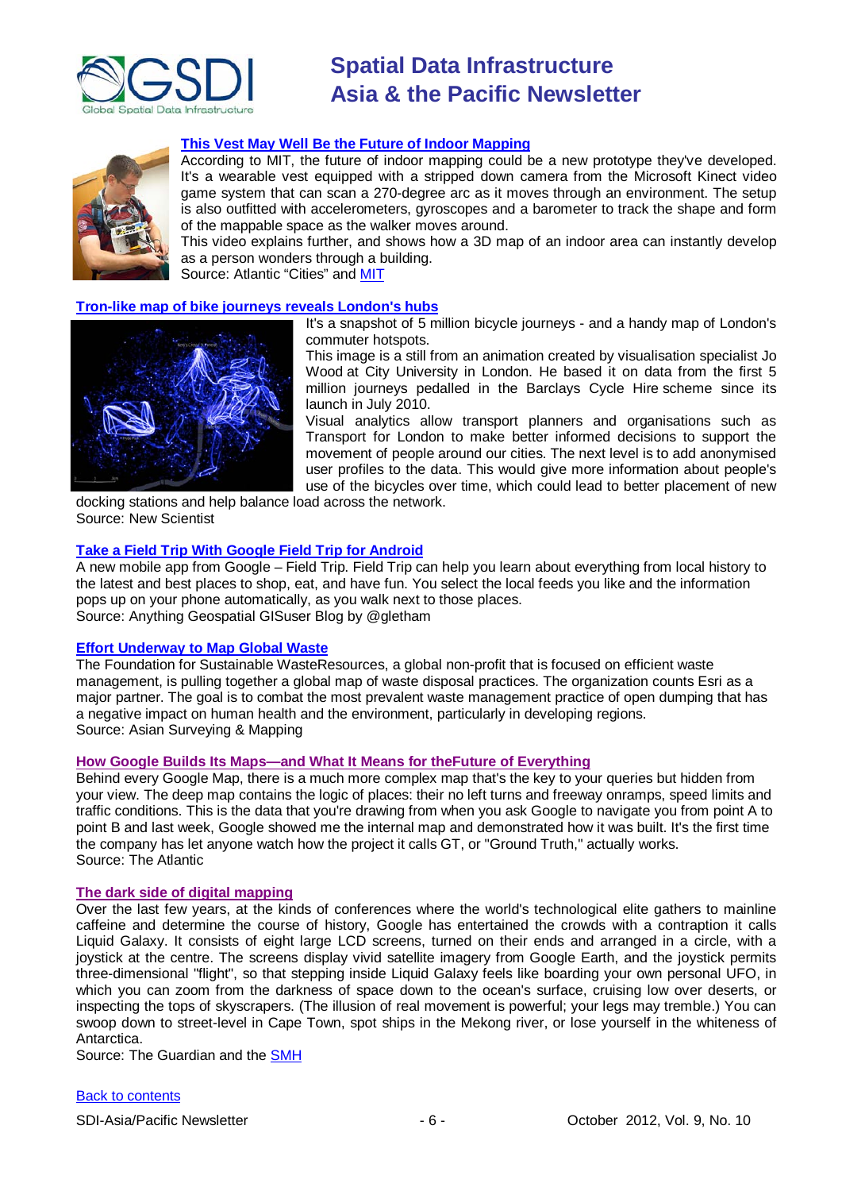### This Vest May Well Be the Future of Indoor Mapping

According to MIT, the future of indoor mapping could be a new prototype they've developed. It's a wearable vest equipped with a stripped down camera from the Microsoft Kinect video game system that can scan a 270-degree arc as it moves through an environment. The setup is also outfitted with accelerometers, gyroscopes and a barometer to track the shape and form of the mappable space as the walker moves around.

This video explains further, and shows how a 3D map of an indoor area can instantly develop as a person wonders through a building.

Source: Atlantic "Cities" and MIT

### Tron-like map of bike journeys reveals London's hubs

It's a snapshot of 5 million bicycle journeys - and a handy map of London's commuter hotspots.

This image is a still from an animation created by visualisation specialist Jo Wood at City University in London. He based it on data from the first 5 million journeys pedalled in the Barclays Cycle Hire scheme since its launch in July 2010.

Visual analytics allow transport planners and organisations such as Transport for London to make better informed decisions to support the movement of people around our cities. The next level is to add anonymised user profiles to the data. This would give more information about people's use of the bicycles over time, which could lead to better placement of new docking stations and help balance load across the network.

Source: New Scientist

### Take a Field Trip With Google Field Trip for Android

A new mobile app from Google – Field Trip. Field Trip can help you learn about everything from local history to the latest and best places to shop, eat, and have fun. You select the local feeds you like and the information pops up on your phone automatically, as you walk next to those places.

Source: Anything Geospatial GISuser Blog by @gletham

### Effort Underway to Map Global Waste

The Foundation for Sustainable WasteResources, a global non-profit that is focused on efficient waste management, is pulling together a global map of waste disposal practices. The organization counts Esri as a major partner. The goal is to combat the most prevalent waste management practice of open dumping that has a negative impact on human health and the environment, particularly in developing regions.

Source: Asian Surveying & Mapping

### How Google Builds Its Maps—and What It Means for theFuture of Everything

Behind every Google Map, there is a much more complex map that's the key to your queries but hidden from your view. The deep map contains the logic of places: their no left turns and freeway onramps, speed limits and traffic conditions. This is the data that you're drawing from when you ask Google to navigate you from point A to point B and last week, Google showed me the internal map and demonstrated how it was built. It's the first time the company has let anyone watch how the project it calls GT, or "Ground Truth," actually works.

Source: The Atlantic

### The dark side of digital mapping

Over the last few years, at the kinds of conferences where the world's technological elite gathers to mainline caffeine and determine the course of history, Google has entertained the crowds with a contraption it calls Liquid Galaxy. It consists of eight large LCD screens, turned on their ends and arranged in a circle, with a joystick at the centre. The screens display vivid satellite imagery from Google Earth, and the joystick permits three-dimensional "flight", so that stepping inside Liquid Galaxy feels like boarding your own personal UFO, in which you can zoom from the darkness of space down to the ocean's surface, cruising low over deserts, or inspecting the tops of skyscrapers. (The illusion of real movement is powerful; your legs may tremble.) You can swoop down to street-level in Cape Town, spot ships in the Mekong river, or lose yourself in the whiteness of Antarctica.

Source: The Guardian and the SMH

Back to contents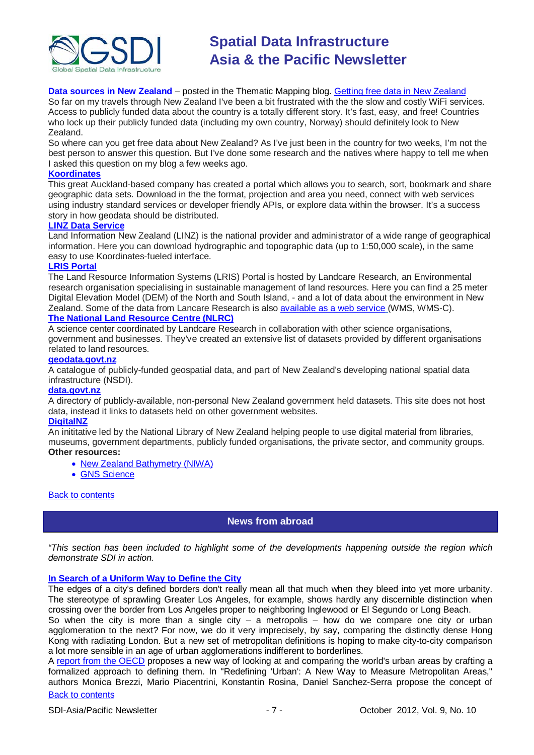**Data sources in New Zealand** – posted in the Thematic Mapping blog. Getting free data in New Zealand

So far on my travels through New Zealand I've been a bit frustrated with the the slow and costly WiFi services. Access to publicly funded data about the country is a totally different story. It's fast, easy, and free! Countries who lock up their publicly funded data (including my own country, Norway) should definitely look to New Zealand.

So where can you get free data about New Zealand? As I've just been in the country for two weeks, I'm not the best person to answer this question. But I've done some research and the natives where happy to tell me when I asked this question on my blog a few weeks ago.

**Koordinates**

This great Auckland-based company has created a portal which allows you to search, sort, bookmark and share geographic data sets. Download in the the format, projection and area you need, connect with web services using industry standard services or developer friendly APIs, or explore data within the browser. It's a success story in how geodata should be distributed.

**LINZ Data Service**

Land Information New Zealand (LINZ) is the national provider and administrator of a wide range of geographical information. Here you can download hydrographic and topographic data (up to 1:50,000 scale), in the same easy to use Koordinates-fueled interface.

**LRIS Portal**

The Land Resource Information Systems (LRIS) Portal is hosted by Landcare Research, an Environmental research organisation specialising in sustainable management of land resources. Here you can find a 25 meter Digital Elevation Model (DEM) of the North and South Island, - and a lot of data about the environment in New Zealand. Some of the data from Lancare Research is also available as a web service (WMS, WMS-C).

**The National Land Resource Centre (NLRC)**

A science center coordinated by Landcare Research in collaboration with other science organisations, government and businesses. They've created an extensive list of datasets provided by different organisations related to land resources.

**geodata.govt.nz**

A catalogue of publicly-funded geospatial data, and part of New Zealand's developing national spatial data infrastructure (NSDI).

**data.govt.nz**

A directory of publicly-available, non-personal New Zealand government held datasets. This site does not host data, instead it links to datasets held on other government websites.

**DigitalNZ**

An inititative led by the National Library of New Zealand helping people to use digital material from libraries, museums, government departments, publicly funded organisations, the private sector, and community groups.

**Other resources:**

- New Zealand Bathymetry (NIWA)
- GNS Science

Back to contents

## News from abroad

*"This section has been included to highlight some of the developments happening outside the region which demonstrate SDI in action.*

**In Search of a Uniform Way to Define the City**

The edges of a city's defined borders don't really mean all that much when they bleed into yet more urbanity. The stereotype of sprawling Greater Los Angeles, for example, shows hardly any discernible distinction when crossing over the border from Los Angeles proper to neighboring Inglewood or El Segundo or Long Beach.

So when the city is more than a single city – a metropolis – how do we compare one city or urban agglomeration to the next? For now, we do it very imprecisely, by say, comparing the distinctly dense Hong Kong with radiating London. But a new set of metropolitan definitions is hoping to make city-to-city comparison a lot more sensible in an age of urban agglomerations indifferent to borderlines.

A report from the OECD proposes a new way of looking at and comparing the world's urban areas by crafting a formalized approach to defining them. In "Redefining 'Urban': A New Way to Measure Metropolitan Areas," authors Monica Brezzi, Mario Piacentrini, Konstantin Rosina, Daniel Sanchez-Serra propose the concept of

Back to contents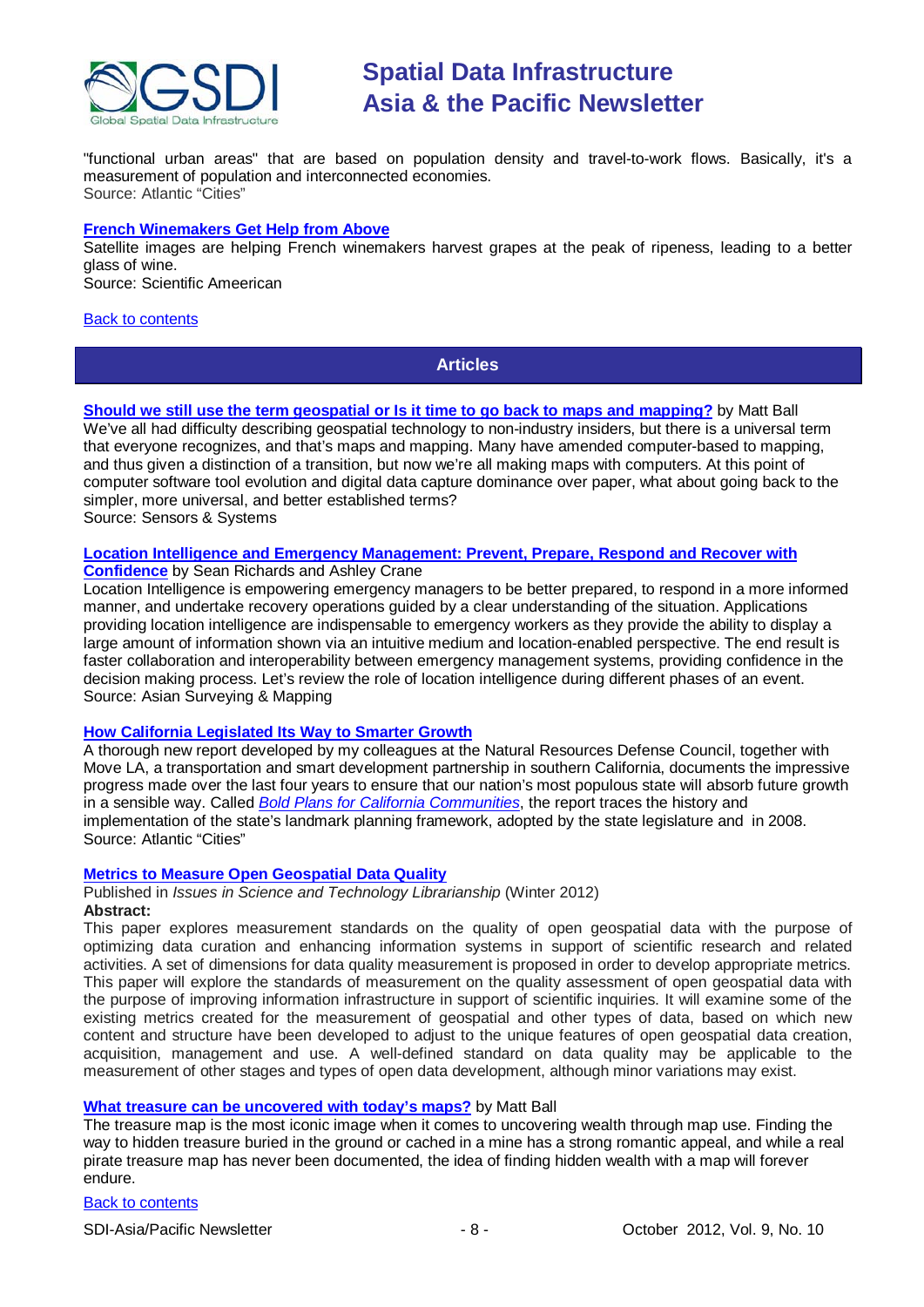"functional urban areas" that are based on population density and travel-to-work flows. Basically, it's a measurement of population and interconnected economies.
Source: Atlantic "Cities"

**French Winemakers Get Help from Above**
Satellite images are helping French winemakers harvest grapes at the peak of ripeness, leading to a better glass of wine.
Source: Scientific Ameerican

Back to contents

## Articles

**Should we still use the term geospatial or Is it time to go back to maps and mapping?** by Matt Ball
We've all had difficulty describing geospatial technology to non-industry insiders, but there is a universal term that everyone recognizes, and that's maps and mapping. Many have amended computer-based to mapping, and thus given a distinction of a transition, but now we're all making maps with computers. At this point of computer software tool evolution and digital data capture dominance over paper, what about going back to the simpler, more universal, and better established terms?
Source: Sensors & Systems

**Location Intelligence and Emergency Management: Prevent, Prepare, Respond and Recover with Confidence** by Sean Richards and Ashley Crane
Location Intelligence is empowering emergency managers to be better prepared, to respond in a more informed manner, and undertake recovery operations guided by a clear understanding of the situation. Applications providing location intelligence are indispensable to emergency workers as they provide the ability to display a large amount of information shown via an intuitive medium and location-enabled perspective. The end result is faster collaboration and interoperability between emergency management systems, providing confidence in the decision making process. Let's review the role of location intelligence during different phases of an event.
Source: Asian Surveying & Mapping

**How California Legislated Its Way to Smarter Growth**
A thorough new report developed by my colleagues at the Natural Resources Defense Council, together with Move LA, a transportation and smart development partnership in southern California, documents the impressive progress made over the last four years to ensure that our nation's most populous state will absorb future growth in a sensible way. Called *Bold Plans for California Communities*, the report traces the history and implementation of the state's landmark planning framework, adopted by the state legislature and in 2008.
Source: Atlantic "Cities"

**Metrics to Measure Open Geospatial Data Quality**
Published in *Issues in Science and Technology Librarianship* (Winter 2012)
**Abstract:**
This paper explores measurement standards on the quality of open geospatial data with the purpose of optimizing data curation and enhancing information systems in support of scientific research and related activities. A set of dimensions for data quality measurement is proposed in order to develop appropriate metrics. This paper will explore the standards of measurement on the quality assessment of open geospatial data with the purpose of improving information infrastructure in support of scientific inquiries. It will examine some of the existing metrics created for the measurement of geospatial and other types of data, based on which new content and structure have been developed to adjust to the unique features of open geospatial data creation, acquisition, management and use. A well-defined standard on data quality may be applicable to the measurement of other stages and types of open data development, although minor variations may exist.

**What treasure can be uncovered with today's maps?** by Matt Ball
The treasure map is the most iconic image when it comes to uncovering wealth through map use. Finding the way to hidden treasure buried in the ground or cached in a mine has a strong romantic appeal, and while a real pirate treasure map has never been documented, the idea of finding hidden wealth with a map will forever endure.

Back to contents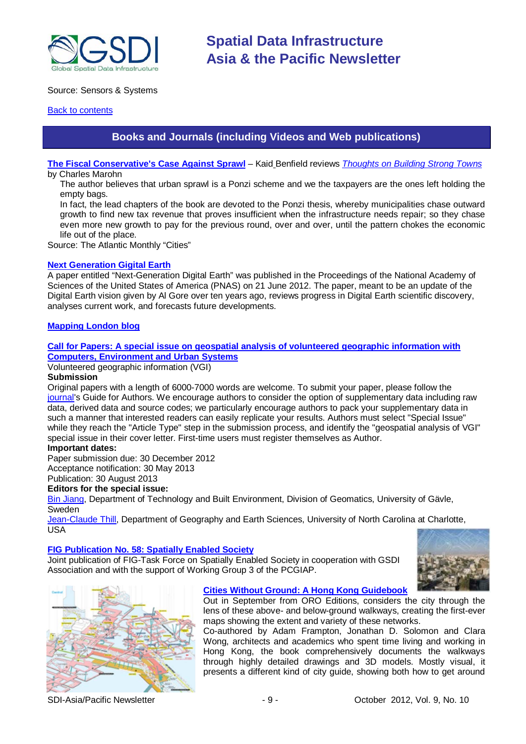Source: Sensors & Systems

Back to contents

## Books and Journals (including Videos and Web publications)

**The Fiscal Conservative's Case Against Sprawl** – Kaid Benfield reviews *Thoughts on Building Strong Towns* by Charles Marohn

The author believes that urban sprawl is a Ponzi scheme and we the taxpayers are the ones left holding the empty bags.

In fact, the lead chapters of the book are devoted to the Ponzi thesis, whereby municipalities chase outward growth to find new tax revenue that proves insufficient when the infrastructure needs repair; so they chase even more new growth to pay for the previous round, over and over, until the pattern chokes the economic life out of the place.

Source: The Atlantic Monthly "Cities"

**Next Generation Gigital Earth**

A paper entitled "Next-Generation Digital Earth" was published in the Proceedings of the National Academy of Sciences of the United States of America (PNAS) on 21 June 2012. The paper, meant to be an update of the Digital Earth vision given by Al Gore over ten years ago, reviews progress in Digital Earth scientific discovery, analyses current work, and forecasts future developments.

**Mapping London blog**

**Call for Papers: A special issue on geospatial analysis of volunteered geographic information with Computers, Environment and Urban Systems**

Volunteered geographic information (VGI)

**Submission**

Original papers with a length of 6000-7000 words are welcome. To submit your paper, please follow the journal's Guide for Authors. We encourage authors to consider the option of supplementary data including raw data, derived data and source codes; we particularly encourage authors to pack your supplementary data in such a manner that interested readers can easily replicate your results. Authors must select "Special Issue" while they reach the "Article Type" step in the submission process, and identify the "geospatial analysis of VGI" special issue in their cover letter. First-time users must register themselves as Author.

**Important dates:**

Paper submission due: 30 December 2012
Acceptance notification: 30 May 2013
Publication: 30 August 2013

**Editors for the special issue:**

Bin Jiang, Department of Technology and Built Environment, Division of Geomatics, University of Gävle, Sweden

Jean-Claude Thill, Department of Geography and Earth Sciences, University of North Carolina at Charlotte, USA

**FIG Publication No. 58: Spatially Enabled Society**

Joint publication of FIG-Task Force on Spatially Enabled Society in cooperation with GSDI Association and with the support of Working Group 3 of the PCGIAP.

**Cities Without Ground: A Hong Kong Guidebook**

Out in September from ORO Editions, considers the city through the lens of these above- and below-ground walkways, creating the first-ever maps showing the extent and variety of these networks.

Co-authored by Adam Frampton, Jonathan D. Solomon and Clara Wong, architects and academics who spent time living and working in Hong Kong, the book comprehensively documents the walkways through highly detailed drawings and 3D models. Mostly visual, it presents a different kind of city guide, showing both how to get around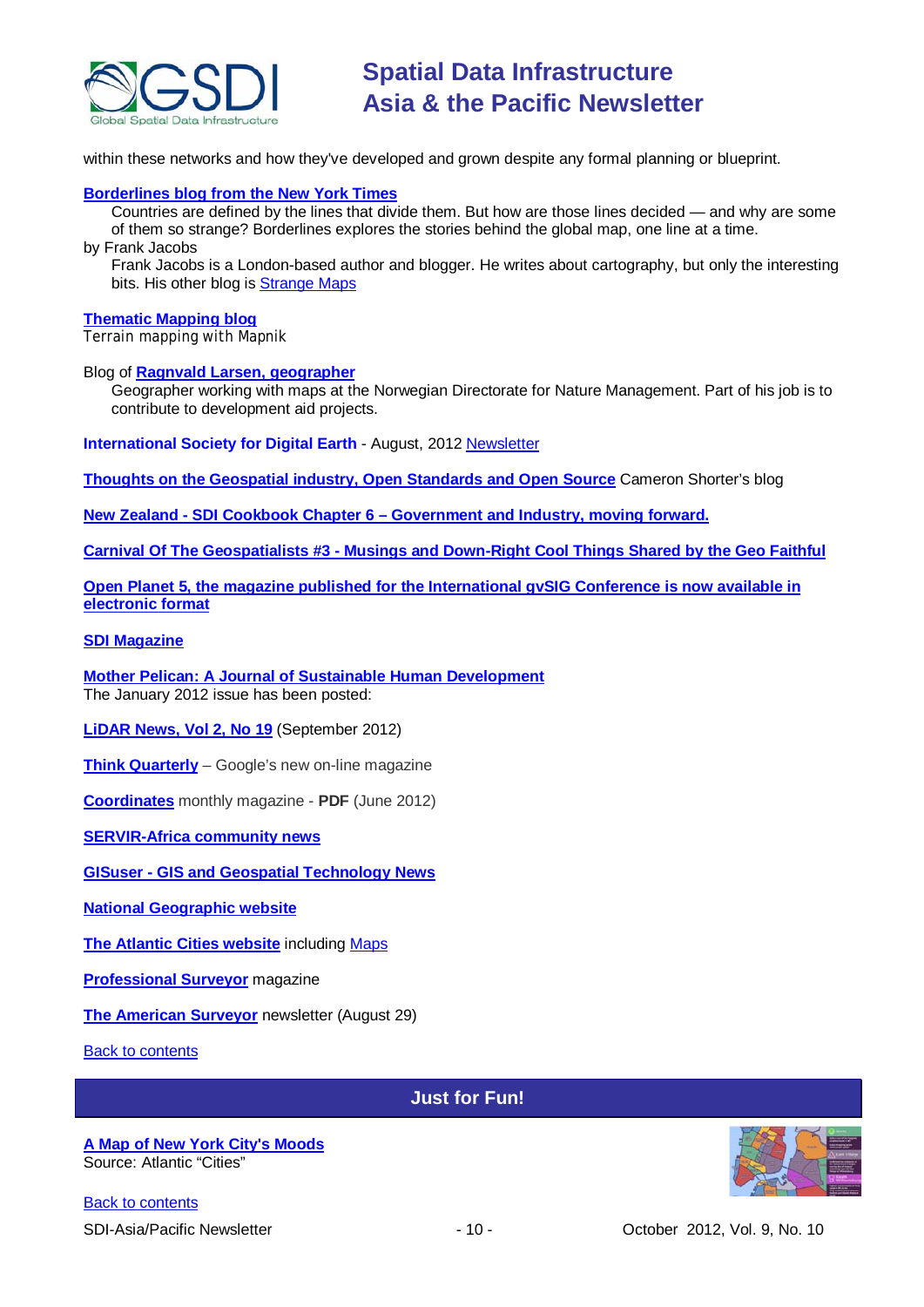within these networks and how they've developed and grown despite any formal planning or blueprint.

**Borderlines blog from the New York Times**

Countries are defined by the lines that divide them. But how are those lines decided — and why are some of them so strange? Borderlines explores the stories behind the global map, one line at a time.

by Frank Jacobs

Frank Jacobs is a London-based author and blogger. He writes about cartography, but only the interesting bits. His other blog is Strange Maps

**Thematic Mapping blog**

Terrain mapping with Mapnik

Blog of **Ragnvald Larsen, geographer**

Geographer working with maps at the Norwegian Directorate for Nature Management. Part of his job is to contribute to development aid projects.

**International Society for Digital Earth** - August, 2012 Newsletter

**Thoughts on the Geospatial industry, Open Standards and Open Source** Cameron Shorter's blog

**New Zealand - SDI Cookbook Chapter 6 – Government and Industry, moving forward.**

**Carnival Of The Geospatialists #3 - Musings and Down-Right Cool Things Shared by the Geo Faithful**

**Open Planet 5, the magazine published for the International gvSIG Conference is now available in electronic format**

**SDI Magazine**

**Mother Pelican: A Journal of Sustainable Human Development**

The January 2012 issue has been posted:

**LiDAR News, Vol 2, No 19** (September 2012)

**Think Quarterly** – Google's new on-line magazine

**Coordinates** monthly magazine - **PDF** (June 2012)

**SERVIR-Africa community news**

**GISuser - GIS and Geospatial Technology News**

**National Geographic website**

**The Atlantic Cities website** including Maps

**Professional Surveyor** magazine

**The American Surveyor** newsletter (August 29)

Back to contents

## Just for Fun!

**A Map of New York City's Moods**

Source: Atlantic "Cities"

Back to contents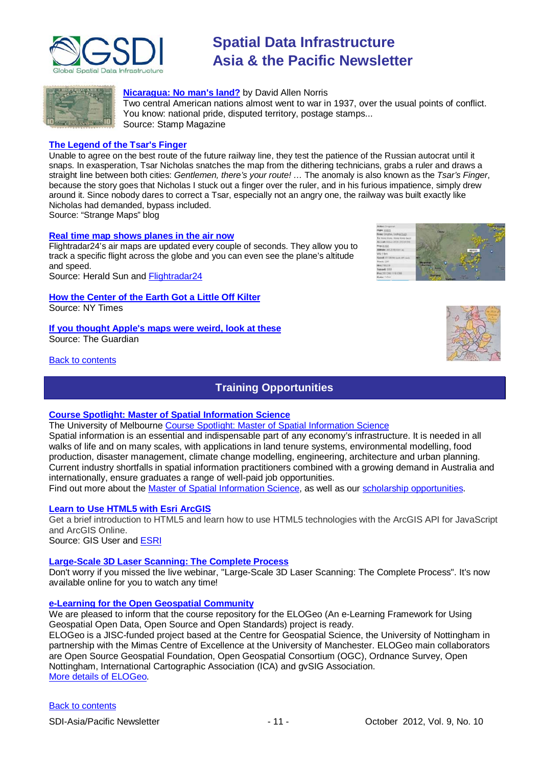**Nicaragua: No man's land?** by David Allen Norris
Two central American nations almost went to war in 1937, over the usual points of conflict. You know: national pride, disputed territory, postage stamps...
Source: Stamp Magazine

**The Legend of the Tsar's Finger**
Unable to agree on the best route of the future railway line, they test the patience of the Russian autocrat until it snaps. In exasperation, Tsar Nicholas snatches the map from the dithering technicians, grabs a ruler and draws a straight line between both cities: *Gentlemen, there's your route! …* The anomaly is also known as the *Tsar's Finger*, because the story goes that Nicholas I stuck out a finger over the ruler, and in his furious impatience, simply drew around it. Since nobody dares to correct a Tsar, especially not an angry one, the railway was built exactly like Nicholas had demanded, bypass included.
Source: "Strange Maps" blog

**Real time map shows planes in the air now**
Flightradar24's air maps are updated every couple of seconds. They allow you to track a specific flight across the globe and you can even see the plane's altitude and speed.
Source: Herald Sun and Flightradar24

**How the Center of the Earth Got a Little Off Kilter**
Source: NY Times

**If you thought Apple's maps were weird, look at these**
Source: The Guardian

Back to contents

## Training Opportunities

**Course Spotlight: Master of Spatial Information Science**
The University of Melbourne Course Spotlight: Master of Spatial Information Science
Spatial information is an essential and indispensable part of any economy's infrastructure. It is needed in all walks of life and on many scales, with applications in land tenure systems, environmental modelling, food production, disaster management, climate change modelling, engineering, architecture and urban planning. Current industry shortfalls in spatial information practitioners combined with a growing demand in Australia and internationally, ensure graduates a range of well-paid job opportunities.
Find out more about the Master of Spatial Information Science, as well as our scholarship opportunities.

**Learn to Use HTML5 with Esri ArcGIS**
Get a brief introduction to HTML5 and learn how to use HTML5 technologies with the ArcGIS API for JavaScript and ArcGIS Online.
Source: GIS User and ESRI

**Large-Scale 3D Laser Scanning: The Complete Process**
Don't worry if you missed the live webinar, "Large-Scale 3D Laser Scanning: The Complete Process". It's now available online for you to watch any time!

**e-Learning for the Open Geospatial Community**
We are pleased to inform that the course repository for the ELOGeo (An e-Learning Framework for Using Geospatial Open Data, Open Source and Open Standards) project is ready.
ELOGeo is a JISC-funded project based at the Centre for Geospatial Science, the University of Nottingham in partnership with the Mimas Centre of Excellence at the University of Manchester. ELOGeo main collaborators are Open Source Geospatial Foundation, Open Geospatial Consortium (OGC), Ordnance Survey, Open Nottingham, International Cartographic Association (ICA) and gvSIG Association.
More details of ELOGeo.

Back to contents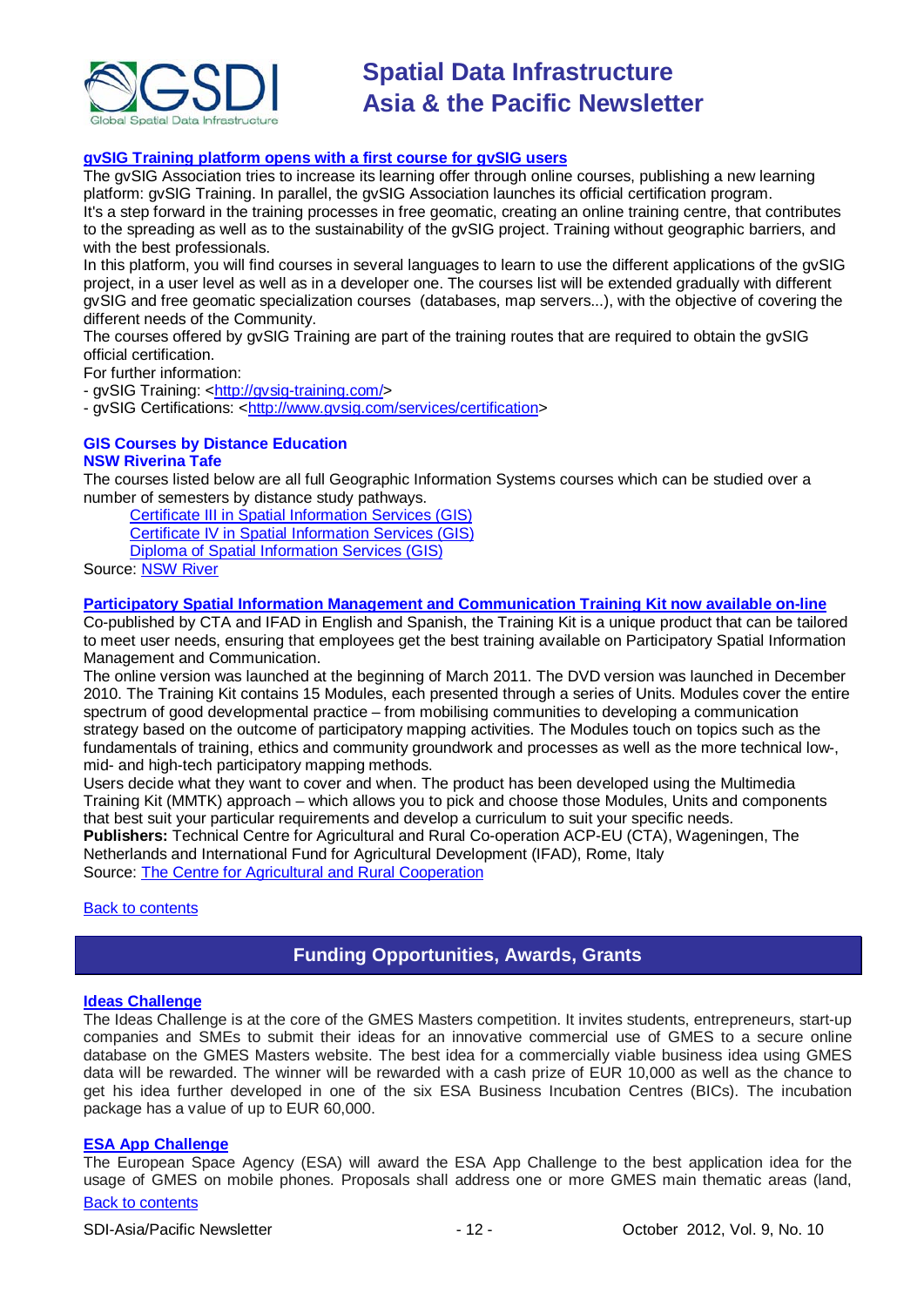### gvSIG Training platform opens with a first course for gvSIG users

The gvSIG Association tries to increase its learning offer through online courses, publishing a new learning platform: gvSIG Training. In parallel, the gvSIG Association launches its official certification program.

It's a step forward in the training processes in free geomatic, creating an online training centre, that contributes to the spreading as well as to the sustainability of the gvSIG project. Training without geographic barriers, and with the best professionals.

In this platform, you will find courses in several languages to learn to use the different applications of the gvSIG project, in a user level as well as in a developer one. The courses list will be extended gradually with different gvSIG and free geomatic specialization courses (databases, map servers...), with the objective of covering the different needs of the Community.

The courses offered by gvSIG Training are part of the training routes that are required to obtain the gvSIG official certification.

For further information:

- gvSIG Training: <http://gvsig-training.com/>
- gvSIG Certifications: <http://www.gvsig.com/services/certification>

### GIS Courses by Distance Education
### NSW Riverina Tafe

The courses listed below are all full Geographic Information Systems courses which can be studied over a number of semesters by distance study pathways.

- Certificate III in Spatial Information Services (GIS)
- Certificate IV in Spatial Information Services (GIS)
- Diploma of Spatial Information Services (GIS)

Source: NSW River

### Participatory Spatial Information Management and Communication Training Kit now available on-line

Co-published by CTA and IFAD in English and Spanish, the Training Kit is a unique product that can be tailored to meet user needs, ensuring that employees get the best training available on Participatory Spatial Information Management and Communication.

The online version was launched at the beginning of March 2011. The DVD version was launched in December 2010. The Training Kit contains 15 Modules, each presented through a series of Units. Modules cover the entire spectrum of good developmental practice – from mobilising communities to developing a communication strategy based on the outcome of participatory mapping activities. The Modules touch on topics such as the fundamentals of training, ethics and community groundwork and processes as well as the more technical low-, mid- and high-tech participatory mapping methods.

Users decide what they want to cover and when. The product has been developed using the Multimedia Training Kit (MMTK) approach – which allows you to pick and choose those Modules, Units and components that best suit your particular requirements and develop a curriculum to suit your specific needs.

**Publishers:** Technical Centre for Agricultural and Rural Co-operation ACP-EU (CTA), Wageningen, The Netherlands and International Fund for Agricultural Development (IFAD), Rome, Italy

Source: The Centre for Agricultural and Rural Cooperation

Back to contents

## Funding Opportunities, Awards, Grants

### Ideas Challenge

The Ideas Challenge is at the core of the GMES Masters competition. It invites students, entrepreneurs, start-up companies and SMEs to submit their ideas for an innovative commercial use of GMES to a secure online database on the GMES Masters website. The best idea for a commercially viable business idea using GMES data will be rewarded. The winner will be rewarded with a cash prize of EUR 10,000 as well as the chance to get his idea further developed in one of the six ESA Business Incubation Centres (BICs). The incubation package has a value of up to EUR 60,000.

### ESA App Challenge

The European Space Agency (ESA) will award the ESA App Challenge to the best application idea for the usage of GMES on mobile phones. Proposals shall address one or more GMES main thematic areas (land,

Back to contents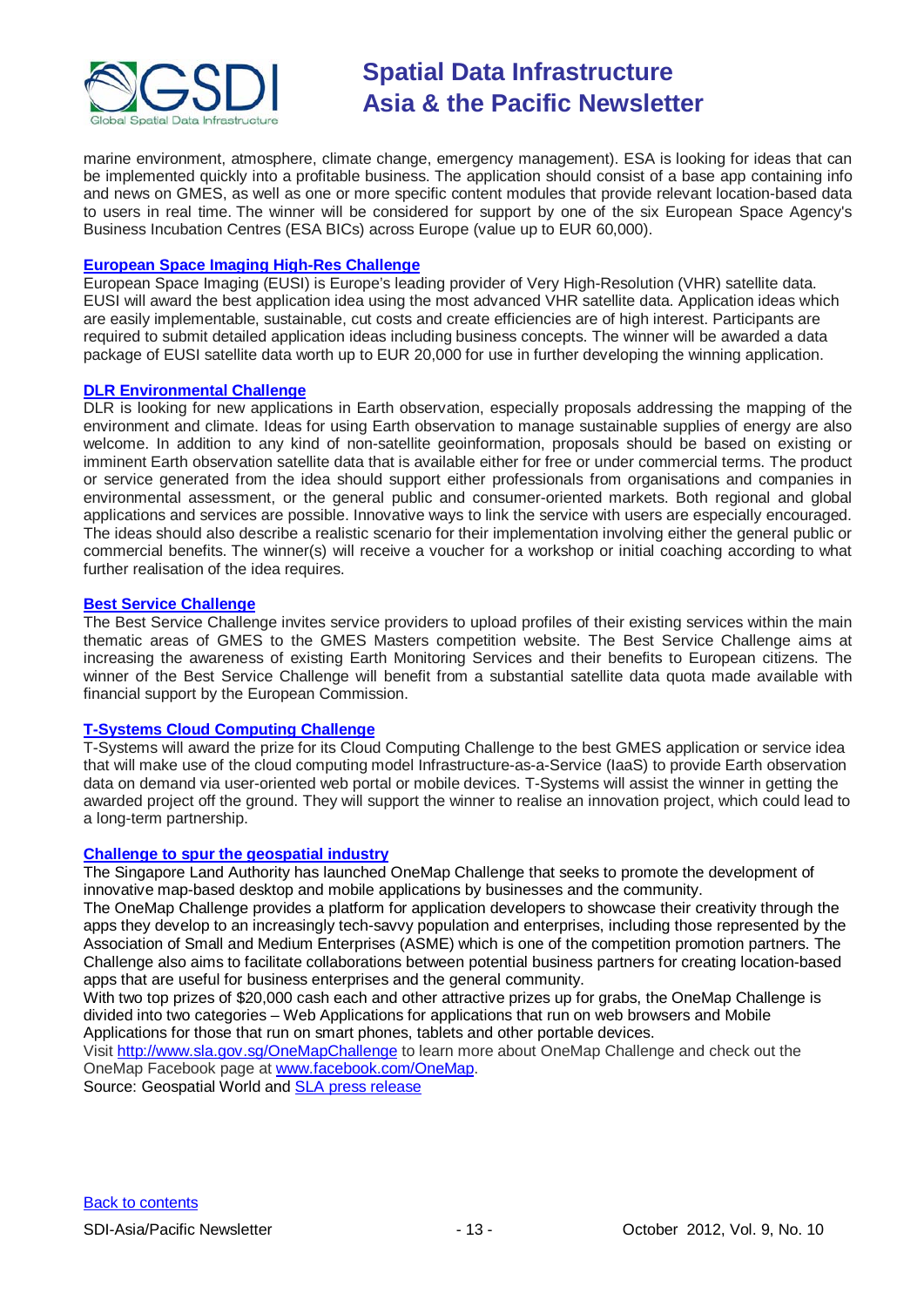marine environment, atmosphere, climate change, emergency management). ESA is looking for ideas that can be implemented quickly into a profitable business. The application should consist of a base app containing info and news on GMES, as well as one or more specific content modules that provide relevant location-based data to users in real time. The winner will be considered for support by one of the six European Space Agency's Business Incubation Centres (ESA BICs) across Europe (value up to EUR 60,000).

### [European Space Imaging High-Res Challenge]

European Space Imaging (EUSI) is Europe's leading provider of Very High-Resolution (VHR) satellite data. EUSI will award the best application idea using the most advanced VHR satellite data. Application ideas which are easily implementable, sustainable, cut costs and create efficiencies are of high interest. Participants are required to submit detailed application ideas including business concepts. The winner will be awarded a data package of EUSI satellite data worth up to EUR 20,000 for use in further developing the winning application.

### [DLR Environmental Challenge]

DLR is looking for new applications in Earth observation, especially proposals addressing the mapping of the environment and climate. Ideas for using Earth observation to manage sustainable supplies of energy are also welcome. In addition to any kind of non-satellite geoinformation, proposals should be based on existing or imminent Earth observation satellite data that is available either for free or under commercial terms. The product or service generated from the idea should support either professionals from organisations and companies in environmental assessment, or the general public and consumer-oriented markets. Both regional and global applications and services are possible. Innovative ways to link the service with users are especially encouraged. The ideas should also describe a realistic scenario for their implementation involving either the general public or commercial benefits. The winner(s) will receive a voucher for a workshop or initial coaching according to what further realisation of the idea requires.

### [Best Service Challenge]

The Best Service Challenge invites service providers to upload profiles of their existing services within the main thematic areas of GMES to the GMES Masters competition website. The Best Service Challenge aims at increasing the awareness of existing Earth Monitoring Services and their benefits to European citizens. The winner of the Best Service Challenge will benefit from a substantial satellite data quota made available with financial support by the European Commission.

### [T-Systems Cloud Computing Challenge]

T-Systems will award the prize for its Cloud Computing Challenge to the best GMES application or service idea that will make use of the cloud computing model Infrastructure-as-a-Service (IaaS) to provide Earth observation data on demand via user-oriented web portal or mobile devices. T-Systems will assist the winner in getting the awarded project off the ground. They will support the winner to realise an innovation project, which could lead to a long-term partnership.

### [Challenge to spur the geospatial industry]

The Singapore Land Authority has launched OneMap Challenge that seeks to promote the development of innovative map-based desktop and mobile applications by businesses and the community.

The OneMap Challenge provides a platform for application developers to showcase their creativity through the apps they develop to an increasingly tech-savvy population and enterprises, including those represented by the Association of Small and Medium Enterprises (ASME) which is one of the competition promotion partners. The Challenge also aims to facilitate collaborations between potential business partners for creating location-based apps that are useful for business enterprises and the general community.

With two top prizes of $20,000 cash each and other attractive prizes up for grabs, the OneMap Challenge is divided into two categories – Web Applications for applications that run on web browsers and Mobile Applications for those that run on smart phones, tablets and other portable devices.

Visit http://www.sla.gov.sg/OneMapChallenge to learn more about OneMap Challenge and check out the OneMap Facebook page at www.facebook.com/OneMap.

Source: Geospatial World and [SLA press release]

[Back to contents]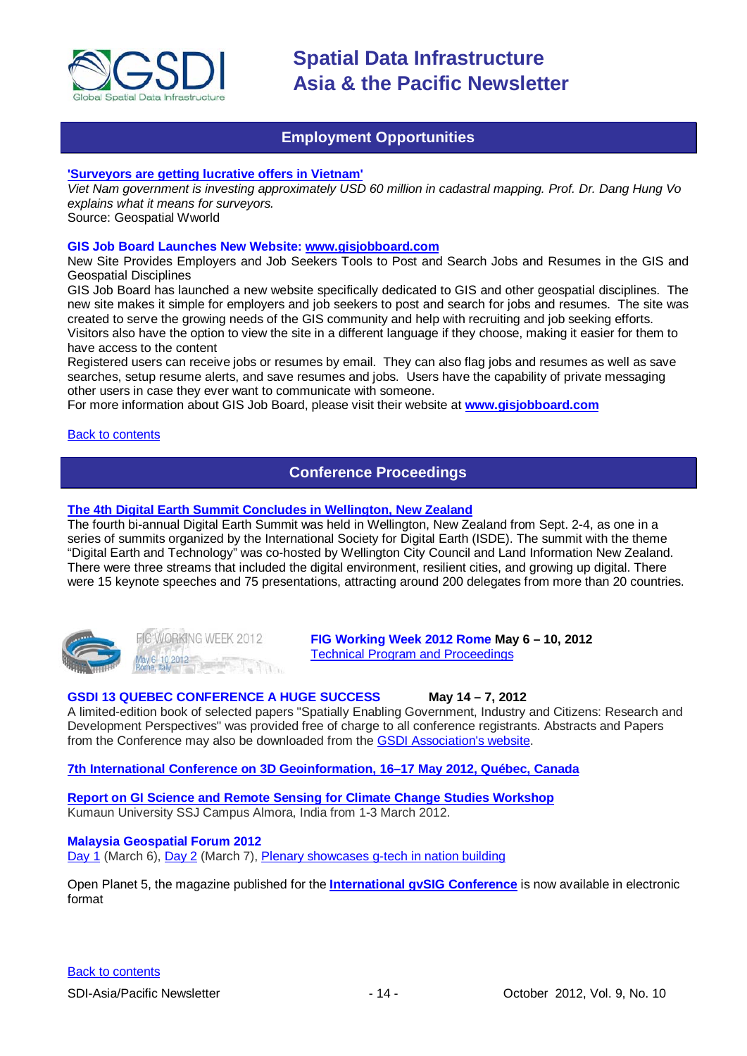## Employment Opportunities

**['Surveyors are getting lucrative offers in Vietnam'](#)**

*Viet Nam government is investing approximately USD 60 million in cadastral mapping. Prof. Dr. Dang Hung Vo explains what it means for surveyors.*

Source: Geospatial Wworld

**GIS Job Board Launches New Website: [www.gisjobboard.com](http://www.gisjobboard.com)**

New Site Provides Employers and Job Seekers Tools to Post and Search Jobs and Resumes in the GIS and Geospatial Disciplines

GIS Job Board has launched a new website specifically dedicated to GIS and other geospatial disciplines. The new site makes it simple for employers and job seekers to post and search for jobs and resumes. The site was created to serve the growing needs of the GIS community and help with recruiting and job seeking efforts. Visitors also have the option to view the site in a different language if they choose, making it easier for them to have access to the content

Registered users can receive jobs or resumes by email. They can also flag jobs and resumes as well as save searches, setup resume alerts, and save resumes and jobs. Users have the capability of private messaging other users in case they ever want to communicate with someone.

For more information about GIS Job Board, please visit their website at **[www.gisjobboard.com](http://www.gisjobboard.com)**

[Back to contents](#)

## Conference Proceedings

**[The 4th Digital Earth Summit Concludes in Wellington, New Zealand](#)**

The fourth bi-annual Digital Earth Summit was held in Wellington, New Zealand from Sept. 2-4, as one in a series of summits organized by the International Society for Digital Earth (ISDE). The summit with the theme "Digital Earth and Technology" was co-hosted by Wellington City Council and Land Information New Zealand. There were three streams that included the digital environment, resilient cities, and growing up digital. There were 15 keynote speeches and 75 presentations, attracting around 200 delegates from more than 20 countries.

**FIG Working Week 2012 Rome May 6 – 10, 2012**

[Technical Program and Proceedings](#)

**GSDI 13 QUEBEC CONFERENCE A HUGE SUCCESS May 14 – 7, 2012**

A limited-edition book of selected papers "Spatially Enabling Government, Industry and Citizens: Research and Development Perspectives" was provided free of charge to all conference registrants. Abstracts and Papers from the Conference may also be downloaded from the [GSDI Association's website](#).

**[7th International Conference on 3D Geoinformation, 16–17 May 2012, Québec, Canada](#)**

**[Report on GI Science and Remote Sensing for Climate Change Studies Workshop](#)**

Kumaun University SSJ Campus Almora, India from 1-3 March 2012.

**Malaysia Geospatial Forum 2012**

[Day 1](#) (March 6), [Day 2](#) (March 7), [Plenary showcases g-tech in nation building](#)

Open Planet 5, the magazine published for the **[International gvSIG Conference](#)** is now available in electronic format

[Back to contents](#)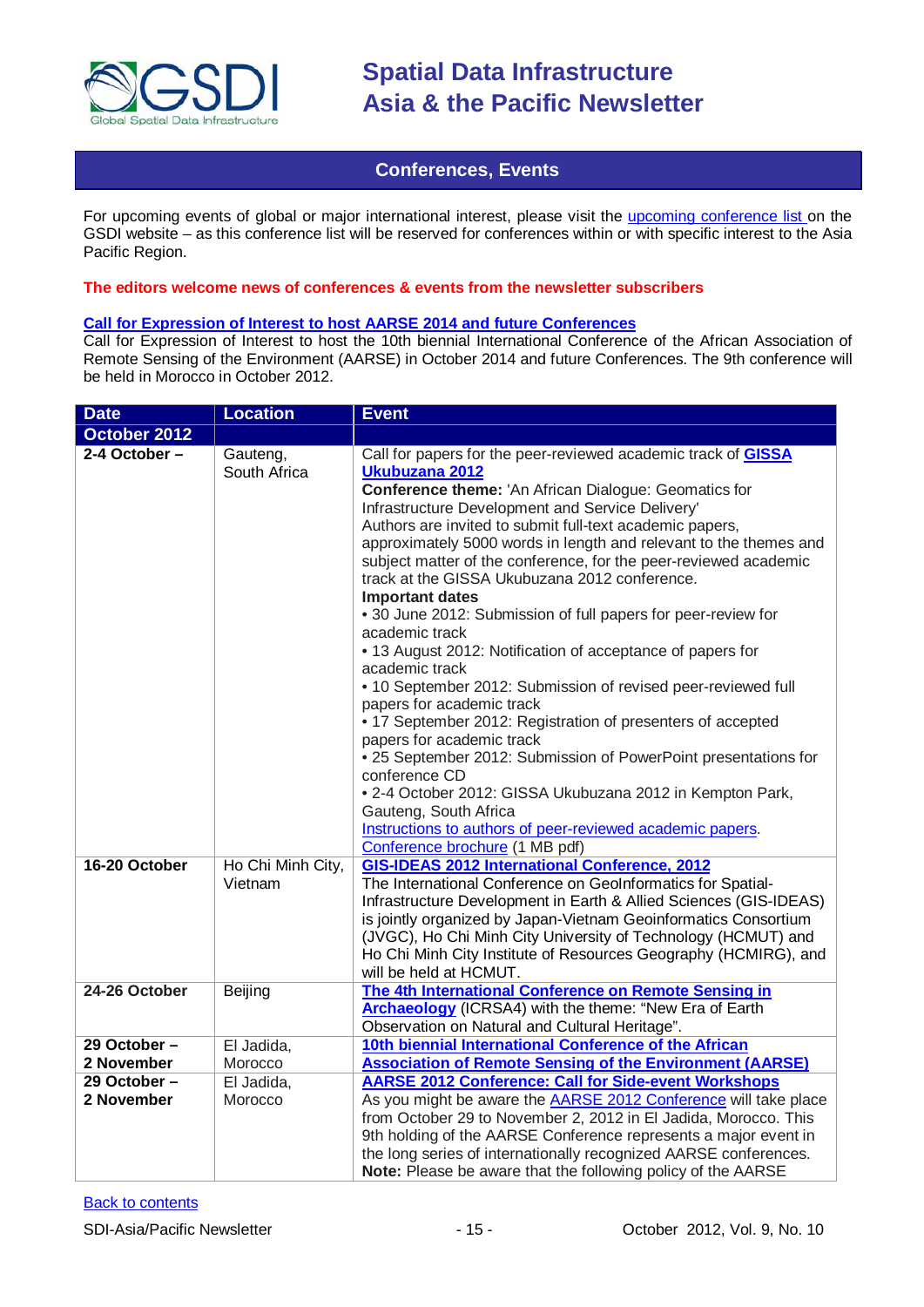## Conferences, Events

For upcoming events of global or major international interest, please visit the upcoming conference list on the GSDI website – as this conference list will be reserved for conferences within or with specific interest to the Asia Pacific Region.

**The editors welcome news of conferences & events from the newsletter subscribers**

**Call for Expression of Interest to host AARSE 2014 and future Conferences**
Call for Expression of Interest to host the 10th biennial International Conference of the African Association of Remote Sensing of the Environment (AARSE) in October 2014 and future Conferences. The 9th conference will be held in Morocco in October 2012.

| Date | Location | Event |
|---|---|---|
| **October 2012** | | |
| **2-4 October –** | Gauteng, South Africa | Call for papers for the peer-reviewed academic track of **GISSA Ukubuzana 2012**<br>**Conference theme:** 'An African Dialogue: Geomatics for Infrastructure Development and Service Delivery'<br>Authors are invited to submit full-text academic papers, approximately 5000 words in length and relevant to the themes and subject matter of the conference, for the peer-reviewed academic track at the GISSA Ukubuzana 2012 conference.<br>**Important dates**<br>• 30 June 2012: Submission of full papers for peer-review for academic track<br>• 13 August 2012: Notification of acceptance of papers for academic track<br>• 10 September 2012: Submission of revised peer-reviewed full papers for academic track<br>• 17 September 2012: Registration of presenters of accepted papers for academic track<br>• 25 September 2012: Submission of PowerPoint presentations for conference CD<br>• 2-4 October 2012: GISSA Ukubuzana 2012 in Kempton Park, Gauteng, South Africa<br>Instructions to authors of peer-reviewed academic papers.<br>Conference brochure (1 MB pdf) |
| **16-20 October** | Ho Chi Minh City, Vietnam | **GIS-IDEAS 2012 International Conference, 2012**<br>The International Conference on GeoInformatics for Spatial-Infrastructure Development in Earth & Allied Sciences (GIS-IDEAS) is jointly organized by Japan-Vietnam Geoinformatics Consortium (JVGC), Ho Chi Minh City University of Technology (HCMUT) and Ho Chi Minh City Institute of Resources Geography (HCMIRG), and will be held at HCMUT. |
| **24-26 October** | Beijing | **The 4th International Conference on Remote Sensing in Archaeology** (ICRSA4) with the theme: "New Era of Earth Observation on Natural and Cultural Heritage". |
| **29 October – 2 November** | El Jadida, Morocco | **10th biennial International Conference of the African Association of Remote Sensing of the Environment (AARSE)** |
| **29 October – 2 November** | El Jadida, Morocco | **AARSE 2012 Conference: Call for Side-event Workshops**<br>As you might be aware the AARSE 2012 Conference will take place from October 29 to November 2, 2012 in El Jadida, Morocco. This 9th holding of the AARSE Conference represents a major event in the long series of internationally recognized AARSE conferences.<br>**Note:** Please be aware that the following policy of the AARSE |

Back to contents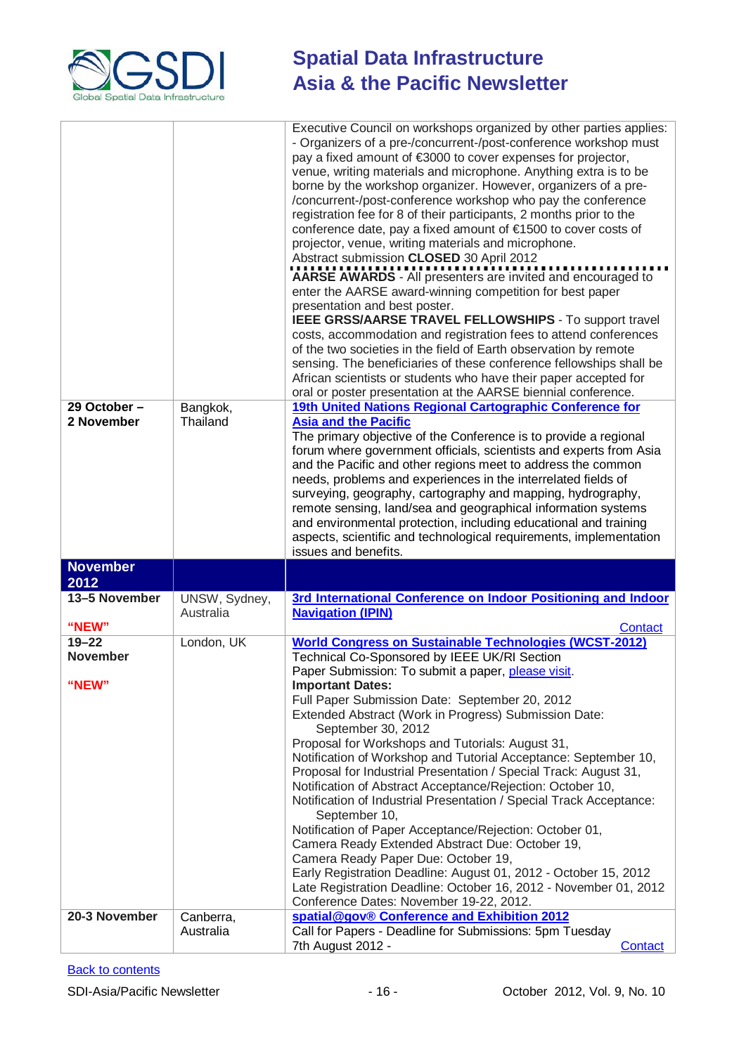| | | |
|---|---|---|
| | | Executive Council on workshops organized by other parties applies: - Organizers of a pre-/concurrent-/post-conference workshop must pay a fixed amount of €3000 to cover expenses for projector, venue, writing materials and microphone. Anything extra is to be borne by the workshop organizer. However, organizers of a pre-/concurrent-/post-conference workshop who pay the conference registration fee for 8 of their participants, 2 months prior to the conference date, pay a fixed amount of €1500 to cover costs of projector, venue, writing materials and microphone.<br>Abstract submission **CLOSED** 30 April 2012<br>**AARSE AWARDS** - All presenters are invited and encouraged to enter the AARSE award-winning competition for best paper presentation and best poster.<br>**IEEE GRSS/AARSE TRAVEL FELLOWSHIPS** - To support travel costs, accommodation and registration fees to attend conferences of the two societies in the field of Earth observation by remote sensing. The beneficiaries of these conference fellowships shall be African scientists or students who have their paper accepted for oral or poster presentation at the AARSE biennial conference. |
| **29 October – 2 November** | Bangkok, Thailand | **19th United Nations Regional Cartographic Conference for Asia and the Pacific**<br>The primary objective of the Conference is to provide a regional forum where government officials, scientists and experts from Asia and the Pacific and other regions meet to address the common needs, problems and experiences in the interrelated fields of surveying, geography, cartography and mapping, hydrography, remote sensing, land/sea and geographical information systems and environmental protection, including educational and training aspects, scientific and technological requirements, implementation issues and benefits. |
| **November 2012** | | |
| **13–5 November**<br><br>**"NEW"** | UNSW, Sydney, Australia | **3rd International Conference on Indoor Positioning and Indoor Navigation (IPIN)**<br>Contact |
| **19–22 November**<br><br>**"NEW"** | London, UK | **World Congress on Sustainable Technologies (WCST-2012)**<br>Technical Co-Sponsored by IEEE UK/RI Section<br>Paper Submission: To submit a paper, please visit.<br>**Important Dates:**<br>Full Paper Submission Date: September 20, 2012<br>Extended Abstract (Work in Progress) Submission Date: September 30, 2012<br>Proposal for Workshops and Tutorials: August 31,<br>Notification of Workshop and Tutorial Acceptance: September 10,<br>Proposal for Industrial Presentation / Special Track: August 31,<br>Notification of Abstract Acceptance/Rejection: October 10,<br>Notification of Industrial Presentation / Special Track Acceptance: September 10,<br>Notification of Paper Acceptance/Rejection: October 01,<br>Camera Ready Extended Abstract Due: October 19,<br>Camera Ready Paper Due: October 19,<br>Early Registration Deadline: August 01, 2012 - October 15, 2012<br>Late Registration Deadline: October 16, 2012 - November 01, 2012<br>Conference Dates: November 19-22, 2012. |
| **20-3 November** | Canberra, Australia | **spatial@gov® Conference and Exhibition 2012**<br>Call for Papers - Deadline for Submissions: 5pm Tuesday 7th August 2012 - Contact |

Back to contents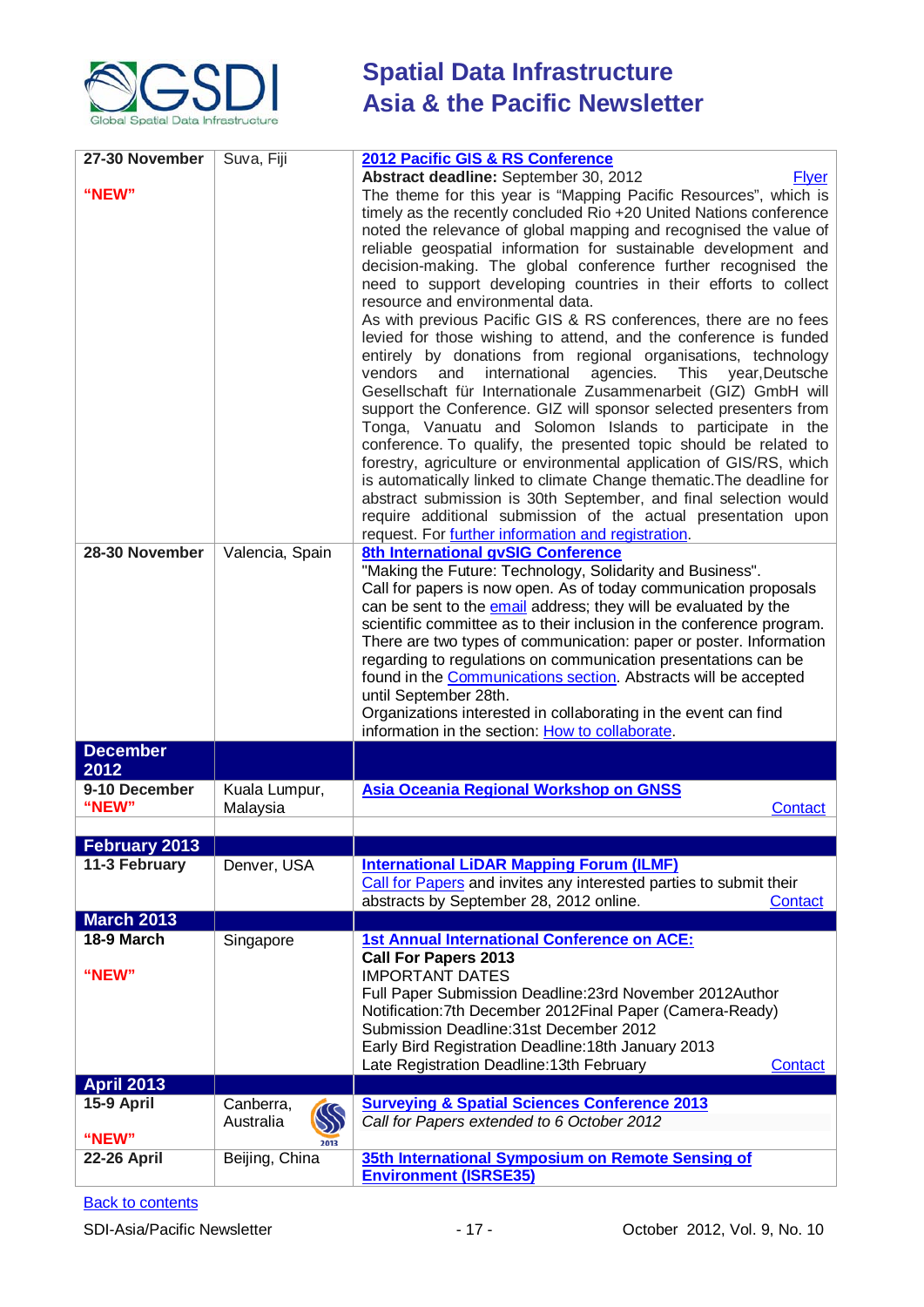| | | |
|---|---|---|
| **27-30 November** <br><br> **"NEW"** | Suva, Fiji | **2012 Pacific GIS & RS Conference** <br> **Abstract deadline:** September 30, 2012 Flyer <br> The theme for this year is "Mapping Pacific Resources", which is timely as the recently concluded Rio +20 United Nations conference noted the relevance of global mapping and recognised the value of reliable geospatial information for sustainable development and decision-making. The global conference further recognised the need to support developing countries in their efforts to collect resource and environmental data. <br> As with previous Pacific GIS & RS conferences, there are no fees levied for those wishing to attend, and the conference is funded entirely by donations from regional organisations, technology vendors and international agencies. This year,Deutsche Gesellschaft für Internationale Zusammenarbeit (GIZ) GmbH will support the Conference. GIZ will sponsor selected presenters from Tonga, Vanuatu and Solomon Islands to participate in the conference. To qualify, the presented topic should be related to forestry, agriculture or environmental application of GIS/RS, which is automatically linked to climate Change thematic.The deadline for abstract submission is 30th September, and final selection would require additional submission of the actual presentation upon request. For further information and registration. |
| **28-30 November** | Valencia, Spain | **8th International gvSIG Conference** <br> "Making the Future: Technology, Solidarity and Business". <br> Call for papers is now open. As of today communication proposals can be sent to the email address; they will be evaluated by the scientific committee as to their inclusion in the conference program. There are two types of communication: paper or poster. Information regarding to regulations on communication presentations can be found in the Communications section. Abstracts will be accepted until September 28th. <br> Organizations interested in collaborating in the event can find information in the section: How to collaborate. |
| **December 2012** | | |
| **9-10 December** <br> **"NEW"** | Kuala Lumpur, Malaysia | **Asia Oceania Regional Workshop on GNSS** <br> Contact |
| **February 2013** | | |
| **11-3 February** | Denver, USA | **International LiDAR Mapping Forum (ILMF)** <br> Call for Papers and invites any interested parties to submit their abstracts by September 28, 2012 online. Contact |
| **March 2013** | | |
| **18-9 March** <br><br> **"NEW"** | Singapore | **1st Annual International Conference on ACE:** <br> **Call For Papers 2013** <br> IMPORTANT DATES <br> Full Paper Submission Deadline:23rd November 2012Author Notification:7th December 2012Final Paper (Camera-Ready) Submission Deadline:31st December 2012 <br> Early Bird Registration Deadline:18th January 2013 <br> Late Registration Deadline:13th February Contact |
| **April 2013** | | |
| **15-9 April** <br><br> **"NEW"** | Canberra, Australia | **Surveying & Spatial Sciences Conference 2013** <br> *Call for Papers extended to 6 October 2012* |
| **22-26 April** | Beijing, China | **35th International Symposium on Remote Sensing of Environment (ISRSE35)** |

Back to contents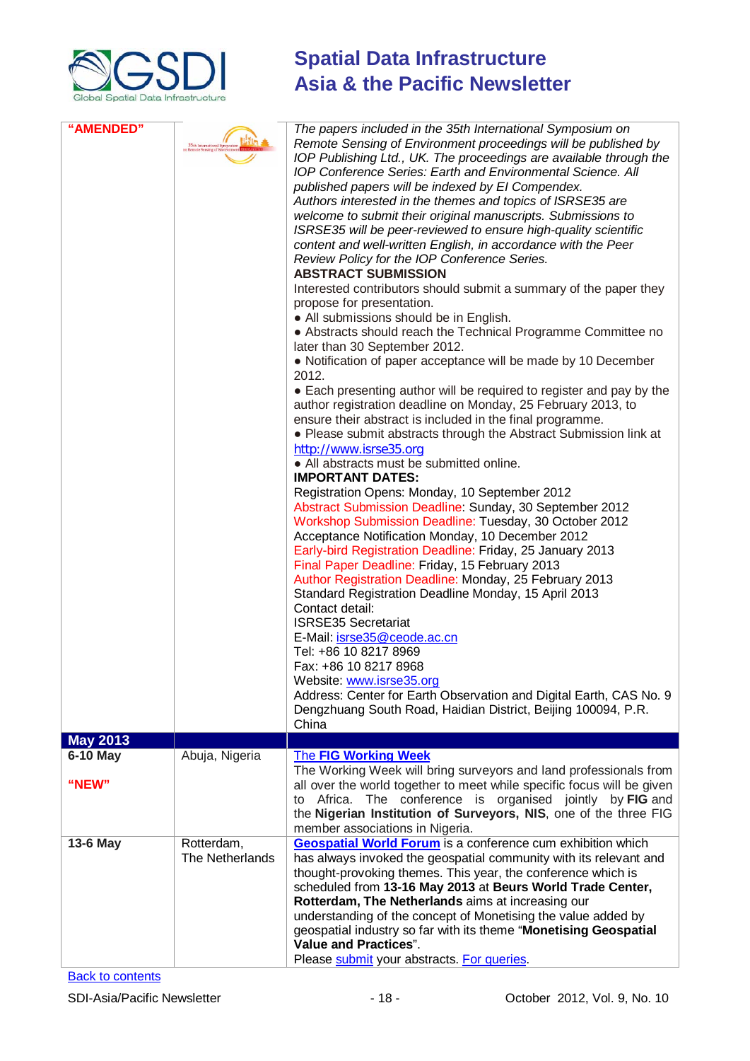| | | |
|---|---|---|
| **"AMENDED"** | | *The papers included in the 35th International Symposium on Remote Sensing of Environment proceedings will be published by IOP Publishing Ltd., UK. The proceedings are available through the IOP Conference Series: Earth and Environmental Science. All published papers will be indexed by EI Compendex.*<br>*Authors interested in the themes and topics of ISRSE35 are welcome to submit their original manuscripts. Submissions to ISRSE35 will be peer-reviewed to ensure high-quality scientific content and well-written English, in accordance with the Peer Review Policy for the IOP Conference Series.*<br>**ABSTRACT SUBMISSION**<br>Interested contributors should submit a summary of the paper they propose for presentation.<br>● All submissions should be in English.<br>● Abstracts should reach the Technical Programme Committee no later than 30 September 2012.<br>● Notification of paper acceptance will be made by 10 December 2012.<br>● Each presenting author will be required to register and pay by the author registration deadline on Monday, 25 February 2013, to ensure their abstract is included in the final programme.<br>● Please submit abstracts through the Abstract Submission link at http://www.isrse35.org<br>● All abstracts must be submitted online.<br>**IMPORTANT DATES:**<br>Registration Opens: Monday, 10 September 2012<br>Abstract Submission Deadline: Sunday, 30 September 2012<br>Workshop Submission Deadline: Tuesday, 30 October 2012<br>Acceptance Notification Monday, 10 December 2012<br>Early-bird Registration Deadline: Friday, 25 January 2013<br>Final Paper Deadline: Friday, 15 February 2013<br>Author Registration Deadline: Monday, 25 February 2013<br>Standard Registration Deadline Monday, 15 April 2013<br>Contact detail:<br>ISRSE35 Secretariat<br>E-Mail: isrse35@ceode.ac.cn<br>Tel: +86 10 8217 8969<br>Fax: +86 10 8217 8968<br>Website: www.isrse35.org<br>Address: Center for Earth Observation and Digital Earth, CAS No. 9 Dengzhuang South Road, Haidian District, Beijing 100094, P.R. China |
| **May 2013** | | |
| **6-10 May**<br><br>**"NEW"** | Abuja, Nigeria | **The FIG Working Week**<br>The Working Week will bring surveyors and land professionals from all over the world together to meet while specific focus will be given to Africa. The conference is organised jointly by **FIG** and the **Nigerian Institution of Surveyors, NIS**, one of the three FIG member associations in Nigeria. |
| **13-6 May** | Rotterdam, The Netherlands | **Geospatial World Forum** is a conference cum exhibition which has always invoked the geospatial community with its relevant and thought-provoking themes. This year, the conference which is scheduled from **13-16 May 2013** at **Beurs World Trade Center, Rotterdam, The Netherlands** aims at increasing our understanding of the concept of Monetising the value added by geospatial industry so far with its theme "**Monetising Geospatial Value and Practices**".<br>Please submit your abstracts. For queries. |

Back to contents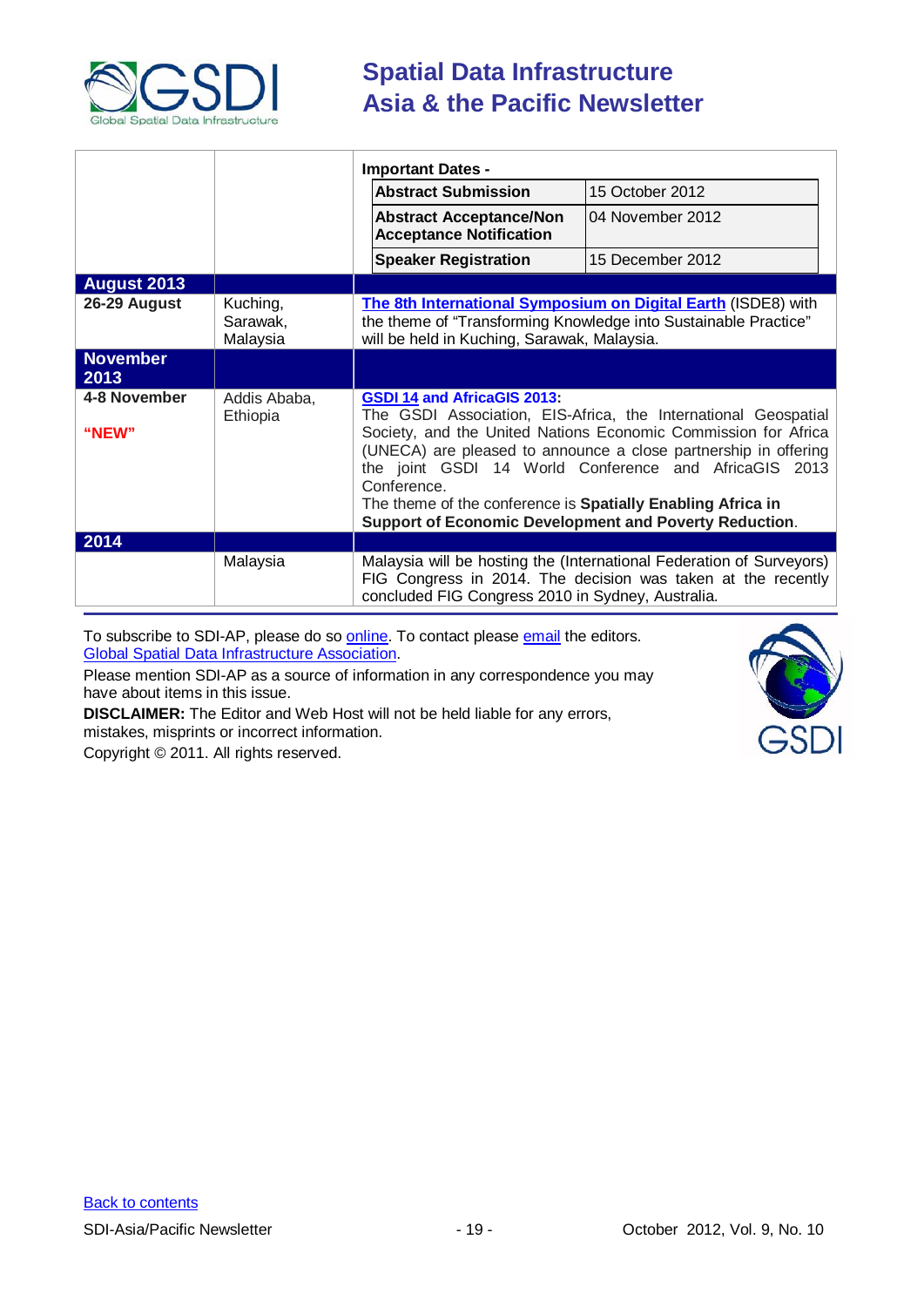| | | |
|---|---|---|
| | | **Important Dates -** <br> **Abstract Submission**: 15 October 2012 <br> **Abstract Acceptance/Non Acceptance Notification**: 04 November 2012 <br> **Speaker Registration**: 15 December 2012 |
| **August 2013** | | |
| **26-29 August** | Kuching, Sarawak, Malaysia | The 8th International Symposium on Digital Earth (ISDE8) with the theme of "Transforming Knowledge into Sustainable Practice" will be held in Kuching, Sarawak, Malaysia. |
| **November 2013** | | |
| **4-8 November** <br> **"NEW"** | Addis Ababa, Ethiopia | **GSDI 14 and AfricaGIS 2013:** <br> The GSDI Association, EIS-Africa, the International Geospatial Society, and the United Nations Economic Commission for Africa (UNECA) are pleased to announce a close partnership in offering the joint GSDI 14 World Conference and AfricaGIS 2013 Conference. <br> The theme of the conference is **Spatially Enabling Africa in Support of Economic Development and Poverty Reduction**. |
| **2014** | | |
| | Malaysia | Malaysia will be hosting the (International Federation of Surveyors) FIG Congress in 2014. The decision was taken at the recently concluded FIG Congress 2010 in Sydney, Australia. |

To subscribe to SDI-AP, please do so online. To contact please email the editors.
Global Spatial Data Infrastructure Association.

Please mention SDI-AP as a source of information in any correspondence you may have about items in this issue.

**DISCLAIMER:** The Editor and Web Host will not be held liable for any errors, mistakes, misprints or incorrect information.

Copyright © 2011. All rights reserved.

Back to contents